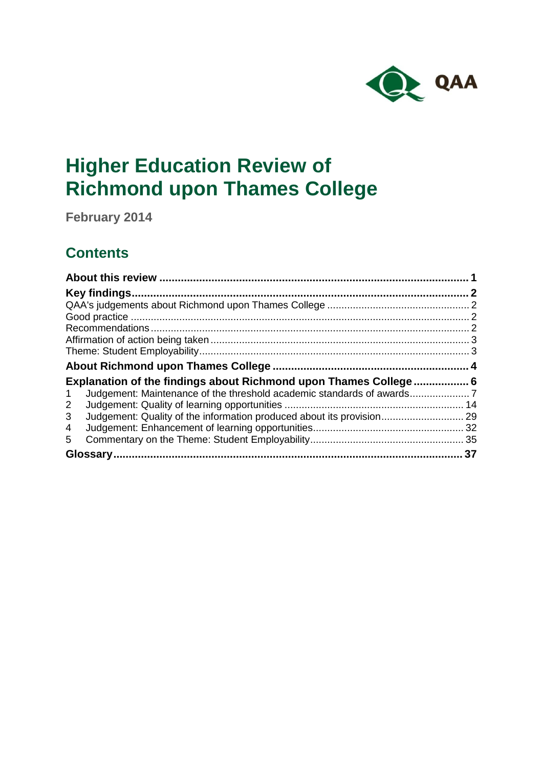QAA

# Higher Education Review of Richmond upon Thames College

**February 2014**

## Contents

**About this review** ..... **1**

**Key findings** ..... **2**

QAA's judgements about Richmond upon Thames College ..... 2

Good practice ..... 2

Recommendations ..... 2

Affirmation of action being taken ..... 3

Theme: Student Employability ..... 3

**About Richmond upon Thames College** ..... **4**

**Explanation of the findings about Richmond upon Thames College** ..... **6**

1 Judgement: Maintenance of the threshold academic standards of awards ..... 7

2 Judgement: Quality of learning opportunities ..... 14

3 Judgement: Quality of the information produced about its provision ..... 29

4 Judgement: Enhancement of learning opportunities ..... 32

5 Commentary on the Theme: Student Employability ..... 35

**Glossary** ..... **37**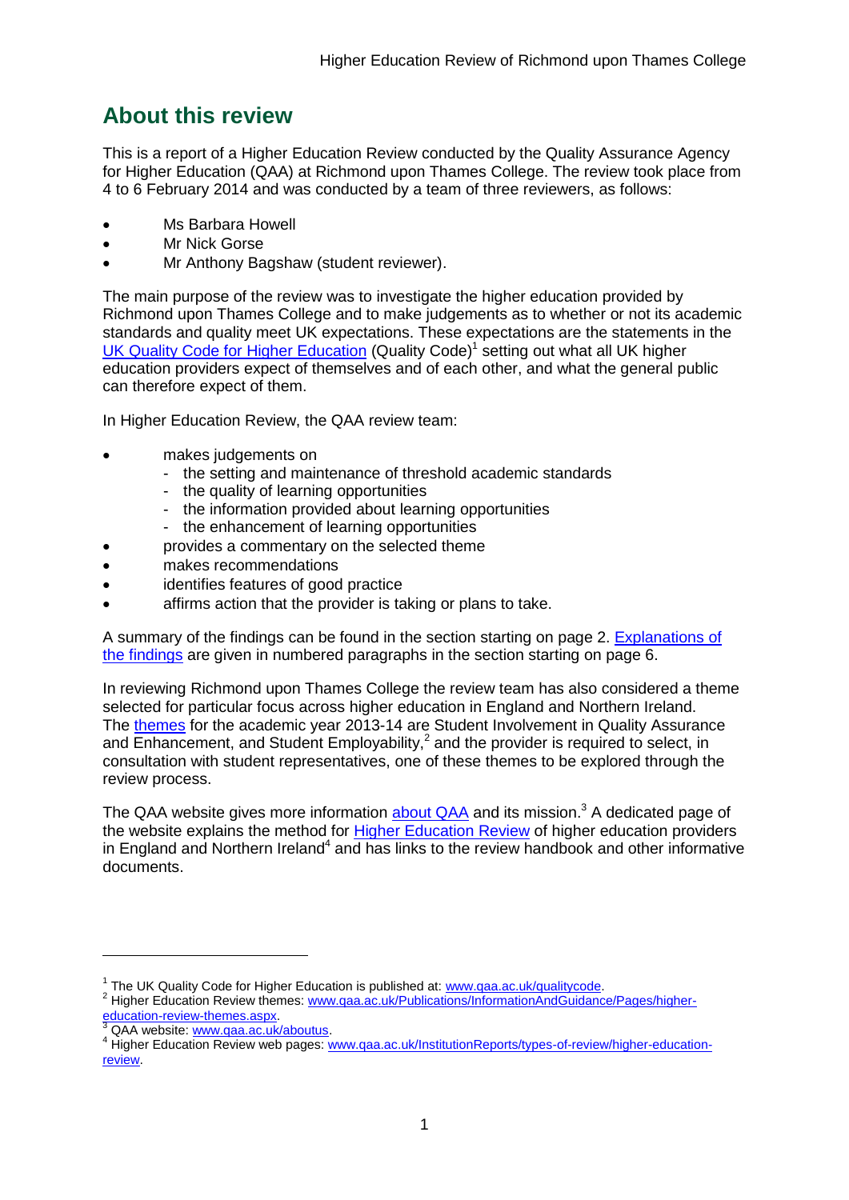## About this review

This is a report of a Higher Education Review conducted by the Quality Assurance Agency for Higher Education (QAA) at Richmond upon Thames College. The review took place from 4 to 6 February 2014 and was conducted by a team of three reviewers, as follows:

- Ms Barbara Howell
- Mr Nick Gorse
- Mr Anthony Bagshaw (student reviewer).

The main purpose of the review was to investigate the higher education provided by Richmond upon Thames College and to make judgements as to whether or not its academic standards and quality meet UK expectations. These expectations are the statements in the UK Quality Code for Higher Education (Quality Code)[1] setting out what all UK higher education providers expect of themselves and of each other, and what the general public can therefore expect of them.

In Higher Education Review, the QAA review team:

- makes judgements on
  - the setting and maintenance of threshold academic standards
  - the quality of learning opportunities
  - the information provided about learning opportunities
  - the enhancement of learning opportunities
- provides a commentary on the selected theme
- makes recommendations
- identifies features of good practice
- affirms action that the provider is taking or plans to take.

A summary of the findings can be found in the section starting on page 2. Explanations of the findings are given in numbered paragraphs in the section starting on page 6.

In reviewing Richmond upon Thames College the review team has also considered a theme selected for particular focus across higher education in England and Northern Ireland. The themes for the academic year 2013-14 are Student Involvement in Quality Assurance and Enhancement, and Student Employability,[2] and the provider is required to select, in consultation with student representatives, one of these themes to be explored through the review process.

The QAA website gives more information about QAA and its mission.[3] A dedicated page of the website explains the method for Higher Education Review of higher education providers in England and Northern Ireland[4] and has links to the review handbook and other informative documents.

---

[1] The UK Quality Code for Higher Education is published at: www.qaa.ac.uk/qualitycode.

[2] Higher Education Review themes: www.qaa.ac.uk/Publications/InformationAndGuidance/Pages/higher-education-review-themes.aspx.

[3] QAA website: www.qaa.ac.uk/aboutus.

[4] Higher Education Review web pages: www.qaa.ac.uk/InstitutionReports/types-of-review/higher-education-review.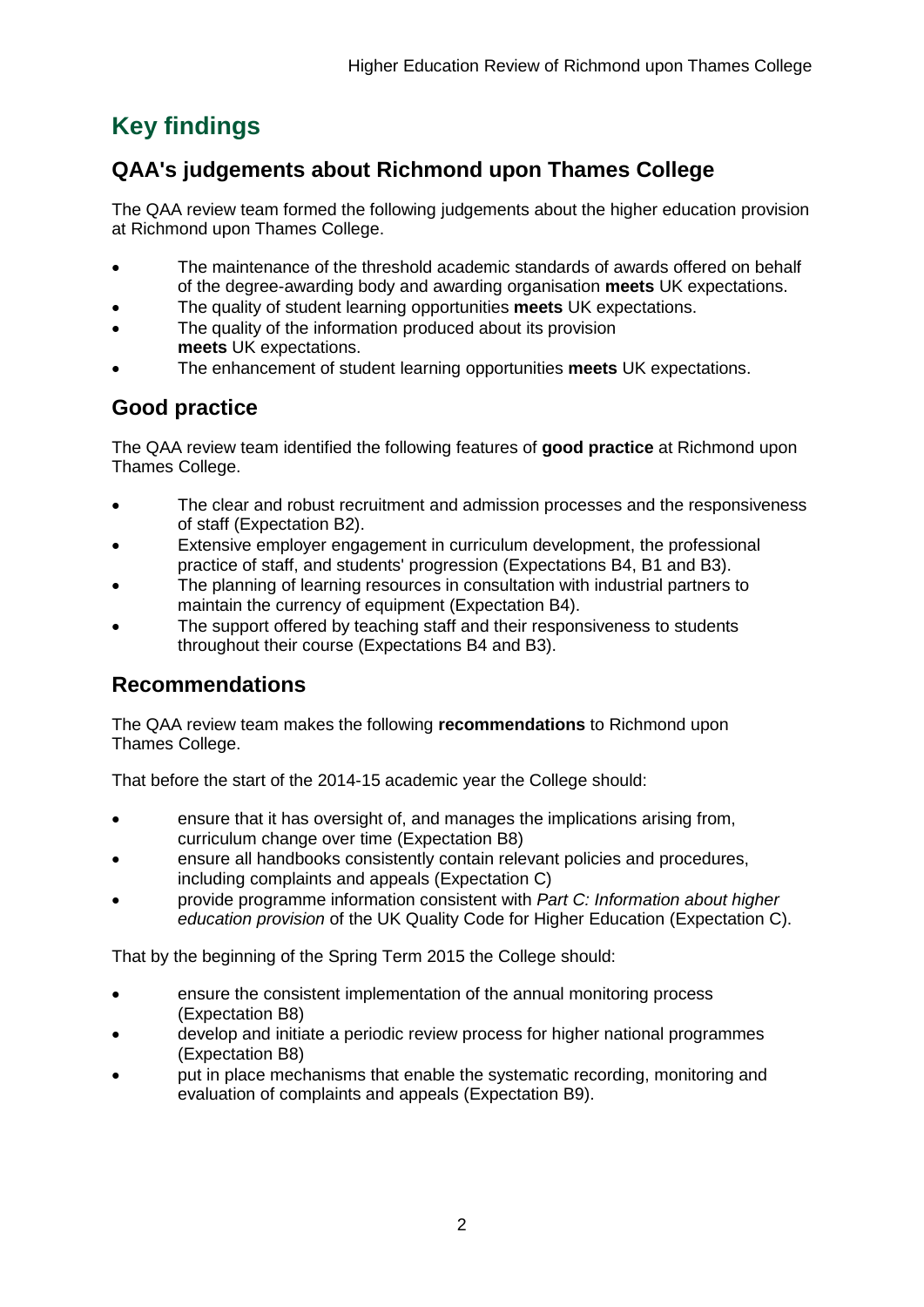# Key findings

## QAA's judgements about Richmond upon Thames College

The QAA review team formed the following judgements about the higher education provision at Richmond upon Thames College.

- The maintenance of the threshold academic standards of awards offered on behalf of the degree-awarding body and awarding organisation **meets** UK expectations.
- The quality of student learning opportunities **meets** UK expectations.
- The quality of the information produced about its provision **meets** UK expectations.
- The enhancement of student learning opportunities **meets** UK expectations.

## Good practice

The QAA review team identified the following features of **good practice** at Richmond upon Thames College.

- The clear and robust recruitment and admission processes and the responsiveness of staff (Expectation B2).
- Extensive employer engagement in curriculum development, the professional practice of staff, and students' progression (Expectations B4, B1 and B3).
- The planning of learning resources in consultation with industrial partners to maintain the currency of equipment (Expectation B4).
- The support offered by teaching staff and their responsiveness to students throughout their course (Expectations B4 and B3).

## Recommendations

The QAA review team makes the following **recommendations** to Richmond upon Thames College.

That before the start of the 2014-15 academic year the College should:

- ensure that it has oversight of, and manages the implications arising from, curriculum change over time (Expectation B8)
- ensure all handbooks consistently contain relevant policies and procedures, including complaints and appeals (Expectation C)
- provide programme information consistent with *Part C: Information about higher education provision* of the UK Quality Code for Higher Education (Expectation C).

That by the beginning of the Spring Term 2015 the College should:

- ensure the consistent implementation of the annual monitoring process (Expectation B8)
- develop and initiate a periodic review process for higher national programmes (Expectation B8)
- put in place mechanisms that enable the systematic recording, monitoring and evaluation of complaints and appeals (Expectation B9).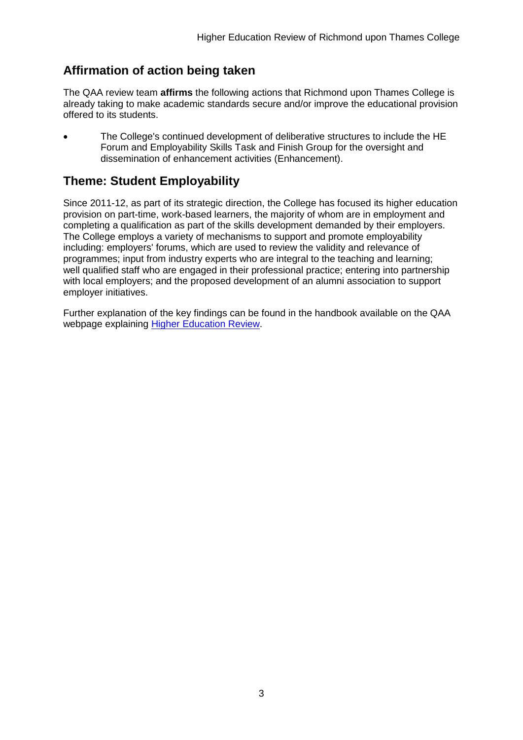## Affirmation of action being taken

The QAA review team **affirms** the following actions that Richmond upon Thames College is already taking to make academic standards secure and/or improve the educational provision offered to its students.

- The College's continued development of deliberative structures to include the HE Forum and Employability Skills Task and Finish Group for the oversight and dissemination of enhancement activities (Enhancement).

## Theme: Student Employability

Since 2011-12, as part of its strategic direction, the College has focused its higher education provision on part-time, work-based learners, the majority of whom are in employment and completing a qualification as part of the skills development demanded by their employers. The College employs a variety of mechanisms to support and promote employability including: employers' forums, which are used to review the validity and relevance of programmes; input from industry experts who are integral to the teaching and learning; well qualified staff who are engaged in their professional practice; entering into partnership with local employers; and the proposed development of an alumni association to support employer initiatives.

Further explanation of the key findings can be found in the handbook available on the QAA webpage explaining Higher Education Review.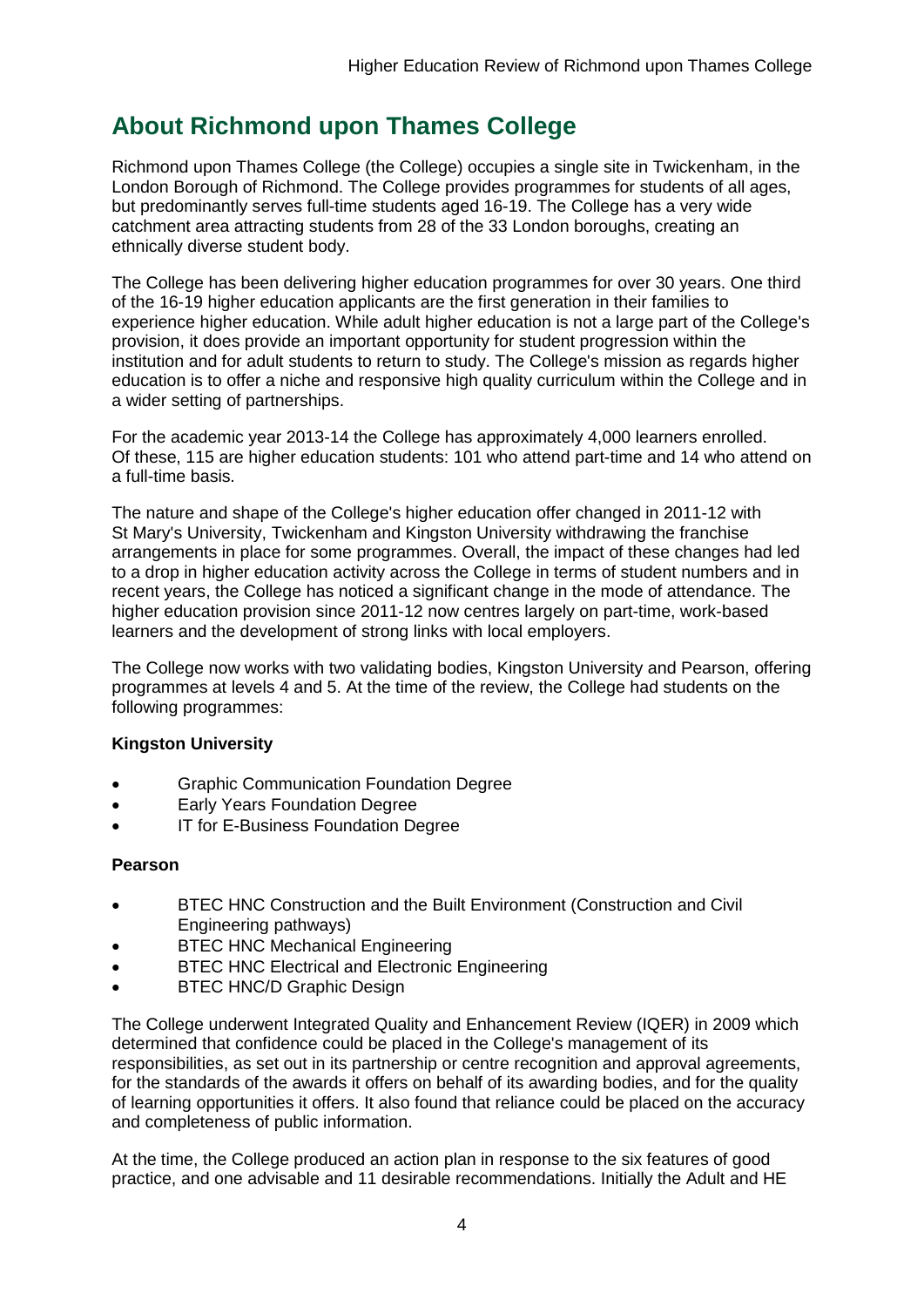## About Richmond upon Thames College

Richmond upon Thames College (the College) occupies a single site in Twickenham, in the London Borough of Richmond. The College provides programmes for students of all ages, but predominantly serves full-time students aged 16-19. The College has a very wide catchment area attracting students from 28 of the 33 London boroughs, creating an ethnically diverse student body.

The College has been delivering higher education programmes for over 30 years. One third of the 16-19 higher education applicants are the first generation in their families to experience higher education. While adult higher education is not a large part of the College's provision, it does provide an important opportunity for student progression within the institution and for adult students to return to study. The College's mission as regards higher education is to offer a niche and responsive high quality curriculum within the College and in a wider setting of partnerships.

For the academic year 2013-14 the College has approximately 4,000 learners enrolled. Of these, 115 are higher education students: 101 who attend part-time and 14 who attend on a full-time basis.

The nature and shape of the College's higher education offer changed in 2011-12 with St Mary's University, Twickenham and Kingston University withdrawing the franchise arrangements in place for some programmes. Overall, the impact of these changes had led to a drop in higher education activity across the College in terms of student numbers and in recent years, the College has noticed a significant change in the mode of attendance. The higher education provision since 2011-12 now centres largely on part-time, work-based learners and the development of strong links with local employers.

The College now works with two validating bodies, Kingston University and Pearson, offering programmes at levels 4 and 5. At the time of the review, the College had students on the following programmes:

**Kingston University**

- Graphic Communication Foundation Degree
- Early Years Foundation Degree
- IT for E-Business Foundation Degree

**Pearson**

- BTEC HNC Construction and the Built Environment (Construction and Civil Engineering pathways)
- BTEC HNC Mechanical Engineering
- BTEC HNC Electrical and Electronic Engineering
- BTEC HNC/D Graphic Design

The College underwent Integrated Quality and Enhancement Review (IQER) in 2009 which determined that confidence could be placed in the College's management of its responsibilities, as set out in its partnership or centre recognition and approval agreements, for the standards of the awards it offers on behalf of its awarding bodies, and for the quality of learning opportunities it offers. It also found that reliance could be placed on the accuracy and completeness of public information.

At the time, the College produced an action plan in response to the six features of good practice, and one advisable and 11 desirable recommendations. Initially the Adult and HE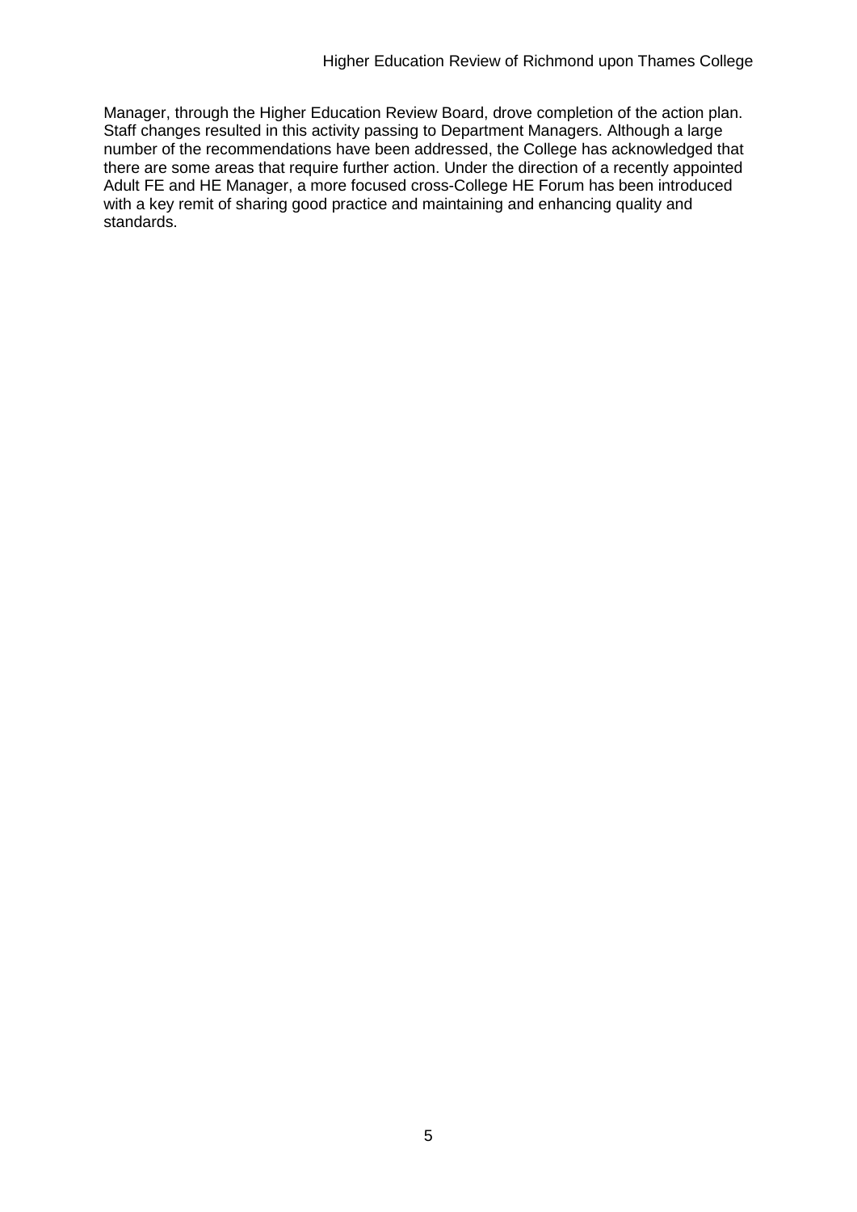Manager, through the Higher Education Review Board, drove completion of the action plan. Staff changes resulted in this activity passing to Department Managers. Although a large number of the recommendations have been addressed, the College has acknowledged that there are some areas that require further action. Under the direction of a recently appointed Adult FE and HE Manager, a more focused cross-College HE Forum has been introduced with a key remit of sharing good practice and maintaining and enhancing quality and standards.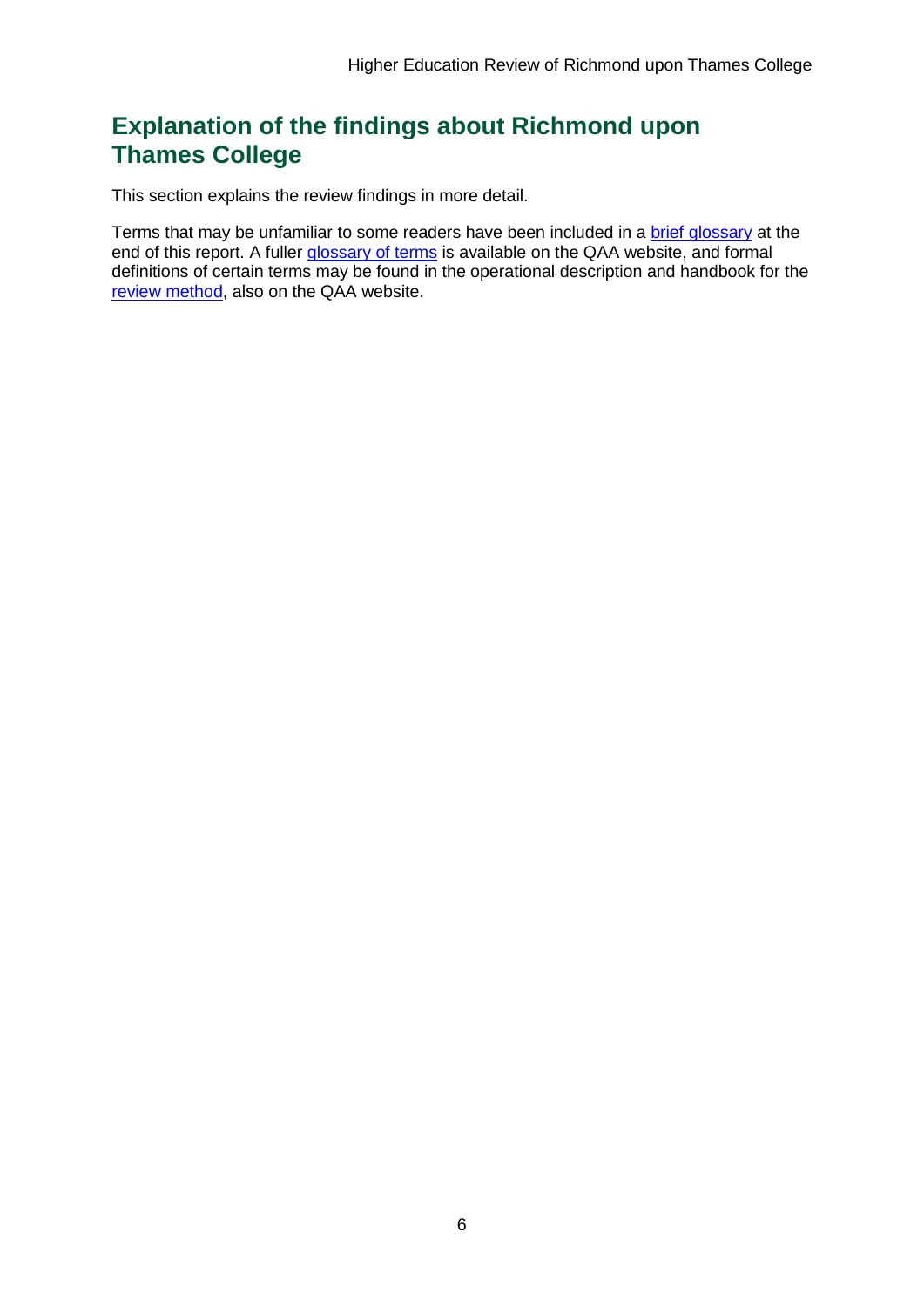## Explanation of the findings about Richmond upon Thames College

This section explains the review findings in more detail.

Terms that may be unfamiliar to some readers have been included in a brief glossary at the end of this report. A fuller glossary of terms is available on the QAA website, and formal definitions of certain terms may be found in the operational description and handbook for the review method, also on the QAA website.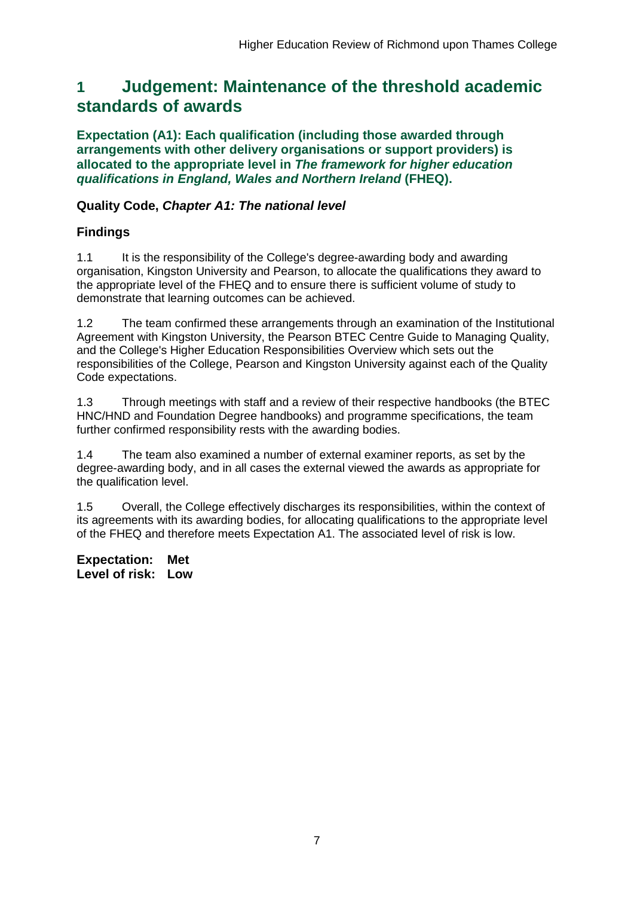# 1 Judgement: Maintenance of the threshold academic standards of awards

**Expectation (A1): Each qualification (including those awarded through arrangements with other delivery organisations or support providers) is allocated to the appropriate level in *The framework for higher education qualifications in England, Wales and Northern Ireland* (FHEQ).**

### Quality Code, *Chapter A1: The national level*

### Findings

1.1 It is the responsibility of the College's degree-awarding body and awarding organisation, Kingston University and Pearson, to allocate the qualifications they award to the appropriate level of the FHEQ and to ensure there is sufficient volume of study to demonstrate that learning outcomes can be achieved.

1.2 The team confirmed these arrangements through an examination of the Institutional Agreement with Kingston University, the Pearson BTEC Centre Guide to Managing Quality, and the College's Higher Education Responsibilities Overview which sets out the responsibilities of the College, Pearson and Kingston University against each of the Quality Code expectations.

1.3 Through meetings with staff and a review of their respective handbooks (the BTEC HNC/HND and Foundation Degree handbooks) and programme specifications, the team further confirmed responsibility rests with the awarding bodies.

1.4 The team also examined a number of external examiner reports, as set by the degree-awarding body, and in all cases the external viewed the awards as appropriate for the qualification level.

1.5 Overall, the College effectively discharges its responsibilities, within the context of its agreements with its awarding bodies, for allocating qualifications to the appropriate level of the FHEQ and therefore meets Expectation A1. The associated level of risk is low.

**Expectation: Met**
**Level of risk: Low**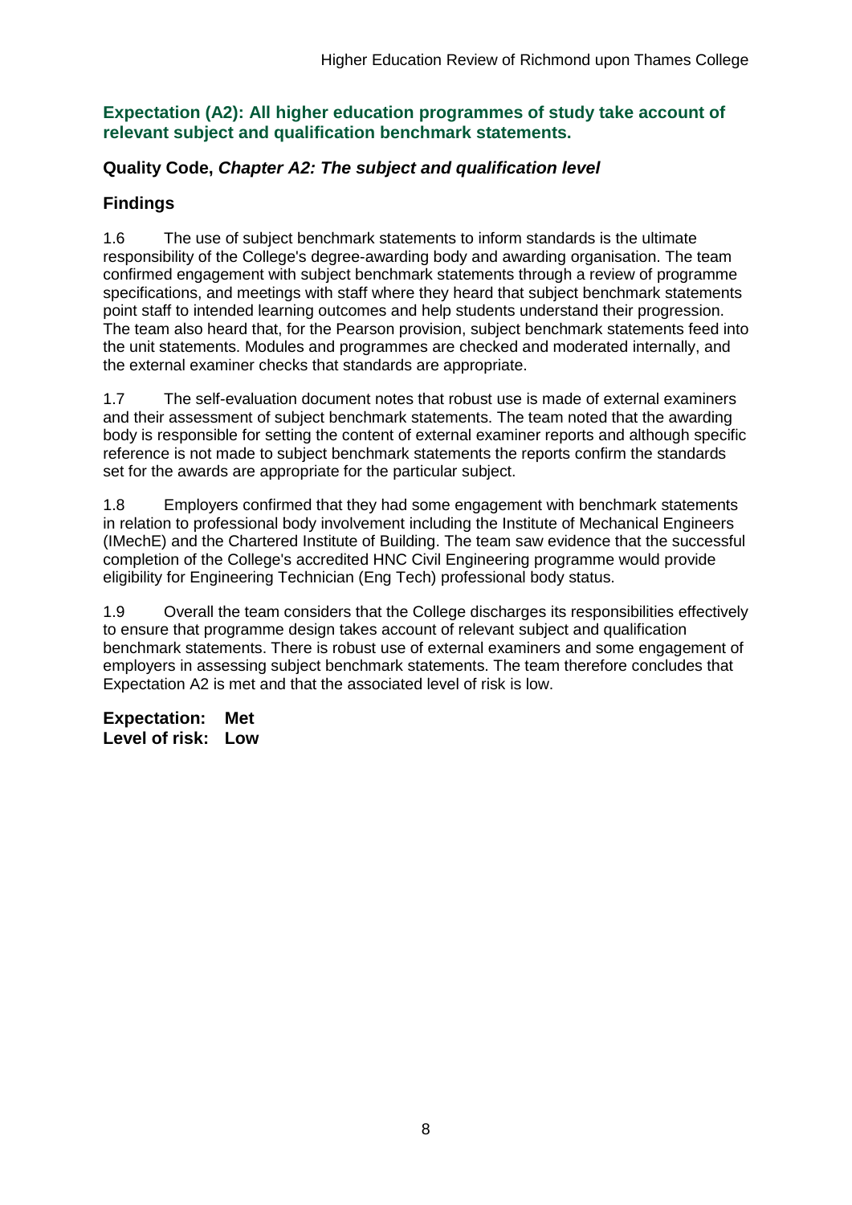### Expectation (A2): All higher education programmes of study take account of relevant subject and qualification benchmark statements.

**Quality Code, *Chapter A2: The subject and qualification level***

**Findings**

1.6 The use of subject benchmark statements to inform standards is the ultimate responsibility of the College's degree-awarding body and awarding organisation. The team confirmed engagement with subject benchmark statements through a review of programme specifications, and meetings with staff where they heard that subject benchmark statements point staff to intended learning outcomes and help students understand their progression. The team also heard that, for the Pearson provision, subject benchmark statements feed into the unit statements. Modules and programmes are checked and moderated internally, and the external examiner checks that standards are appropriate.

1.7 The self-evaluation document notes that robust use is made of external examiners and their assessment of subject benchmark statements. The team noted that the awarding body is responsible for setting the content of external examiner reports and although specific reference is not made to subject benchmark statements the reports confirm the standards set for the awards are appropriate for the particular subject.

1.8 Employers confirmed that they had some engagement with benchmark statements in relation to professional body involvement including the Institute of Mechanical Engineers (IMechE) and the Chartered Institute of Building. The team saw evidence that the successful completion of the College's accredited HNC Civil Engineering programme would provide eligibility for Engineering Technician (Eng Tech) professional body status.

1.9 Overall the team considers that the College discharges its responsibilities effectively to ensure that programme design takes account of relevant subject and qualification benchmark statements. There is robust use of external examiners and some engagement of employers in assessing subject benchmark statements. The team therefore concludes that Expectation A2 is met and that the associated level of risk is low.

**Expectation: Met**
**Level of risk: Low**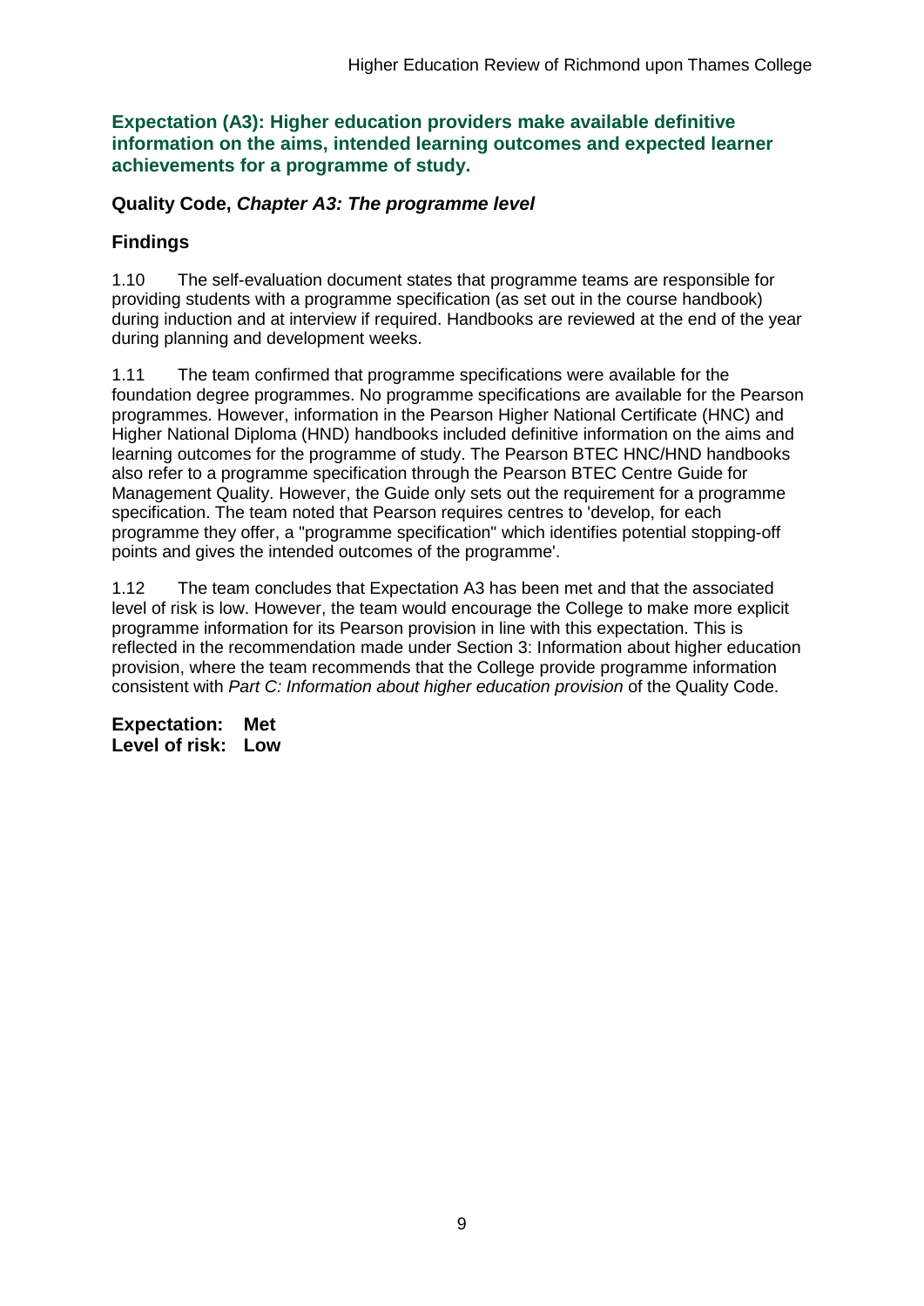### Expectation (A3): Higher education providers make available definitive information on the aims, intended learning outcomes and expected learner achievements for a programme of study.

### Quality Code, *Chapter A3: The programme level*

### Findings

1.10 The self-evaluation document states that programme teams are responsible for providing students with a programme specification (as set out in the course handbook) during induction and at interview if required. Handbooks are reviewed at the end of the year during planning and development weeks.

1.11 The team confirmed that programme specifications were available for the foundation degree programmes. No programme specifications are available for the Pearson programmes. However, information in the Pearson Higher National Certificate (HNC) and Higher National Diploma (HND) handbooks included definitive information on the aims and learning outcomes for the programme of study. The Pearson BTEC HNC/HND handbooks also refer to a programme specification through the Pearson BTEC Centre Guide for Management Quality. However, the Guide only sets out the requirement for a programme specification. The team noted that Pearson requires centres to 'develop, for each programme they offer, a "programme specification" which identifies potential stopping-off points and gives the intended outcomes of the programme'.

1.12 The team concludes that Expectation A3 has been met and that the associated level of risk is low. However, the team would encourage the College to make more explicit programme information for its Pearson provision in line with this expectation. This is reflected in the recommendation made under Section 3: Information about higher education provision, where the team recommends that the College provide programme information consistent with *Part C: Information about higher education provision* of the Quality Code.

**Expectation: Met**
**Level of risk: Low**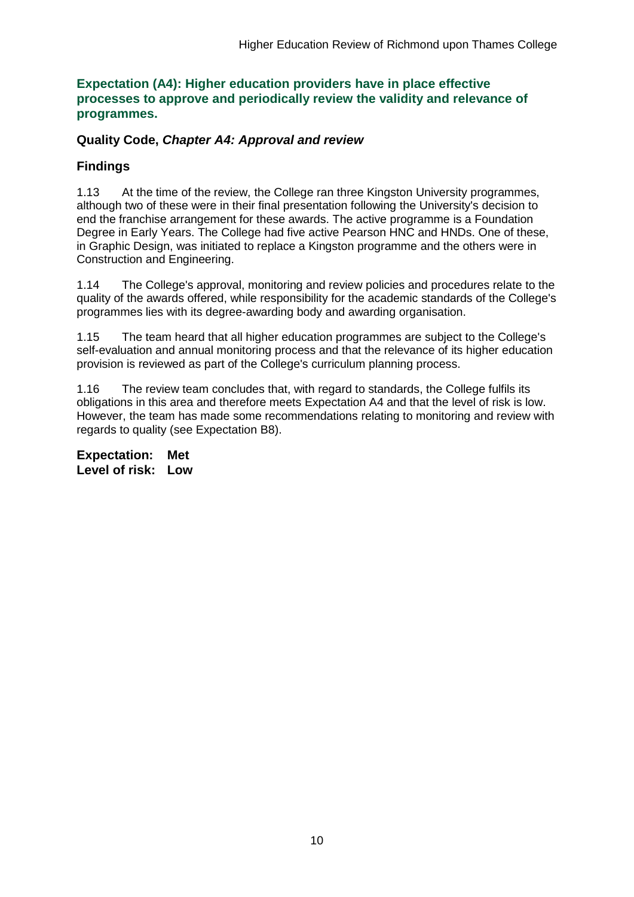### Expectation (A4): Higher education providers have in place effective processes to approve and periodically review the validity and relevance of programmes.

**Quality Code, *Chapter A4: Approval and review***

**Findings**

1.13 At the time of the review, the College ran three Kingston University programmes, although two of these were in their final presentation following the University's decision to end the franchise arrangement for these awards. The active programme is a Foundation Degree in Early Years. The College had five active Pearson HNC and HNDs. One of these, in Graphic Design, was initiated to replace a Kingston programme and the others were in Construction and Engineering.

1.14 The College's approval, monitoring and review policies and procedures relate to the quality of the awards offered, while responsibility for the academic standards of the College's programmes lies with its degree-awarding body and awarding organisation.

1.15 The team heard that all higher education programmes are subject to the College's self-evaluation and annual monitoring process and that the relevance of its higher education provision is reviewed as part of the College's curriculum planning process.

1.16 The review team concludes that, with regard to standards, the College fulfils its obligations in this area and therefore meets Expectation A4 and that the level of risk is low. However, the team has made some recommendations relating to monitoring and review with regards to quality (see Expectation B8).

**Expectation: Met**
**Level of risk: Low**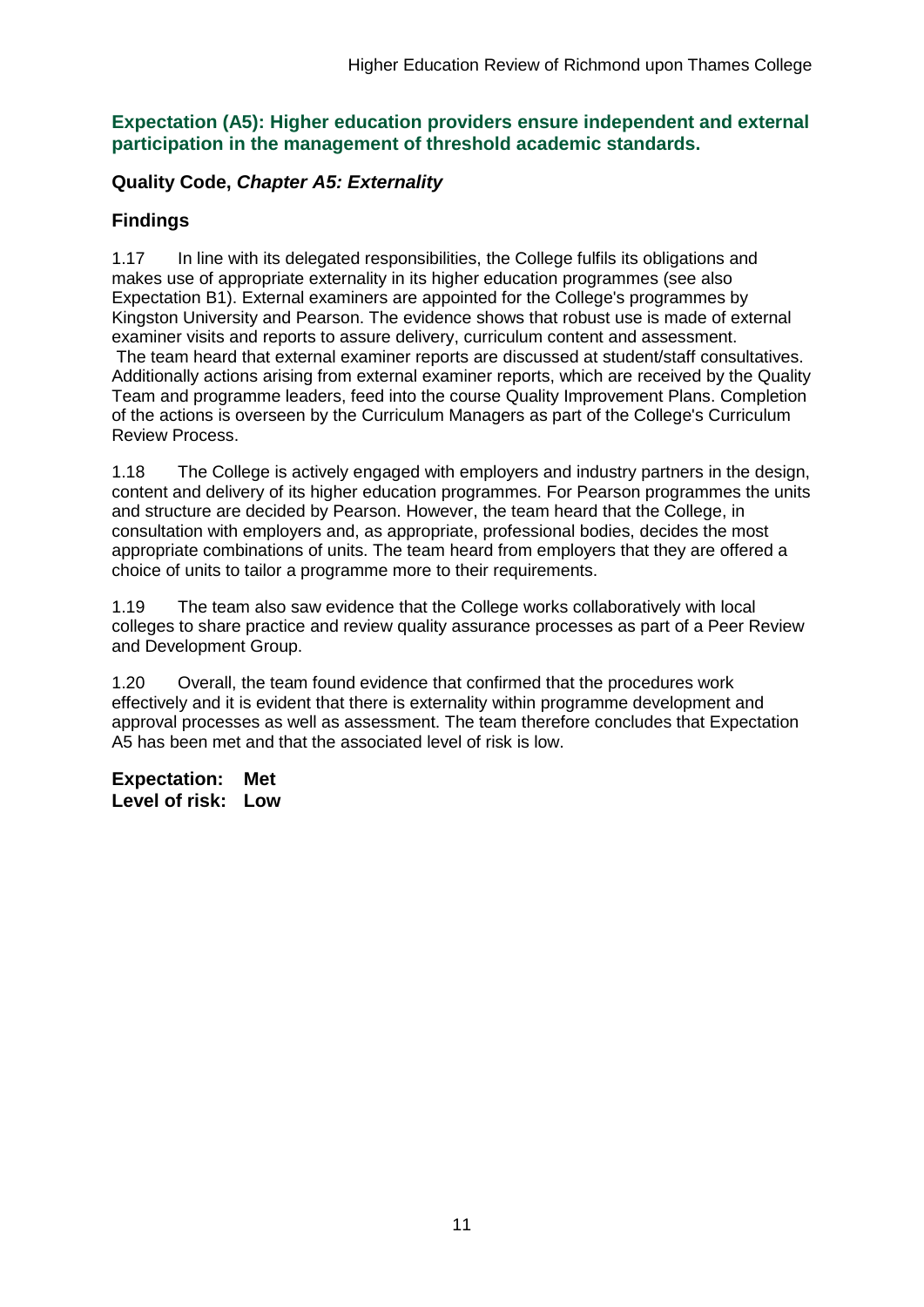### Expectation (A5): Higher education providers ensure independent and external participation in the management of threshold academic standards.

### Quality Code, *Chapter A5: Externality*

### Findings

1.17 In line with its delegated responsibilities, the College fulfils its obligations and makes use of appropriate externality in its higher education programmes (see also Expectation B1). External examiners are appointed for the College's programmes by Kingston University and Pearson. The evidence shows that robust use is made of external examiner visits and reports to assure delivery, curriculum content and assessment. The team heard that external examiner reports are discussed at student/staff consultatives. Additionally actions arising from external examiner reports, which are received by the Quality Team and programme leaders, feed into the course Quality Improvement Plans. Completion of the actions is overseen by the Curriculum Managers as part of the College's Curriculum Review Process.

1.18 The College is actively engaged with employers and industry partners in the design, content and delivery of its higher education programmes. For Pearson programmes the units and structure are decided by Pearson. However, the team heard that the College, in consultation with employers and, as appropriate, professional bodies, decides the most appropriate combinations of units. The team heard from employers that they are offered a choice of units to tailor a programme more to their requirements.

1.19 The team also saw evidence that the College works collaboratively with local colleges to share practice and review quality assurance processes as part of a Peer Review and Development Group.

1.20 Overall, the team found evidence that confirmed that the procedures work effectively and it is evident that there is externality within programme development and approval processes as well as assessment. The team therefore concludes that Expectation A5 has been met and that the associated level of risk is low.

**Expectation: Met**
**Level of risk: Low**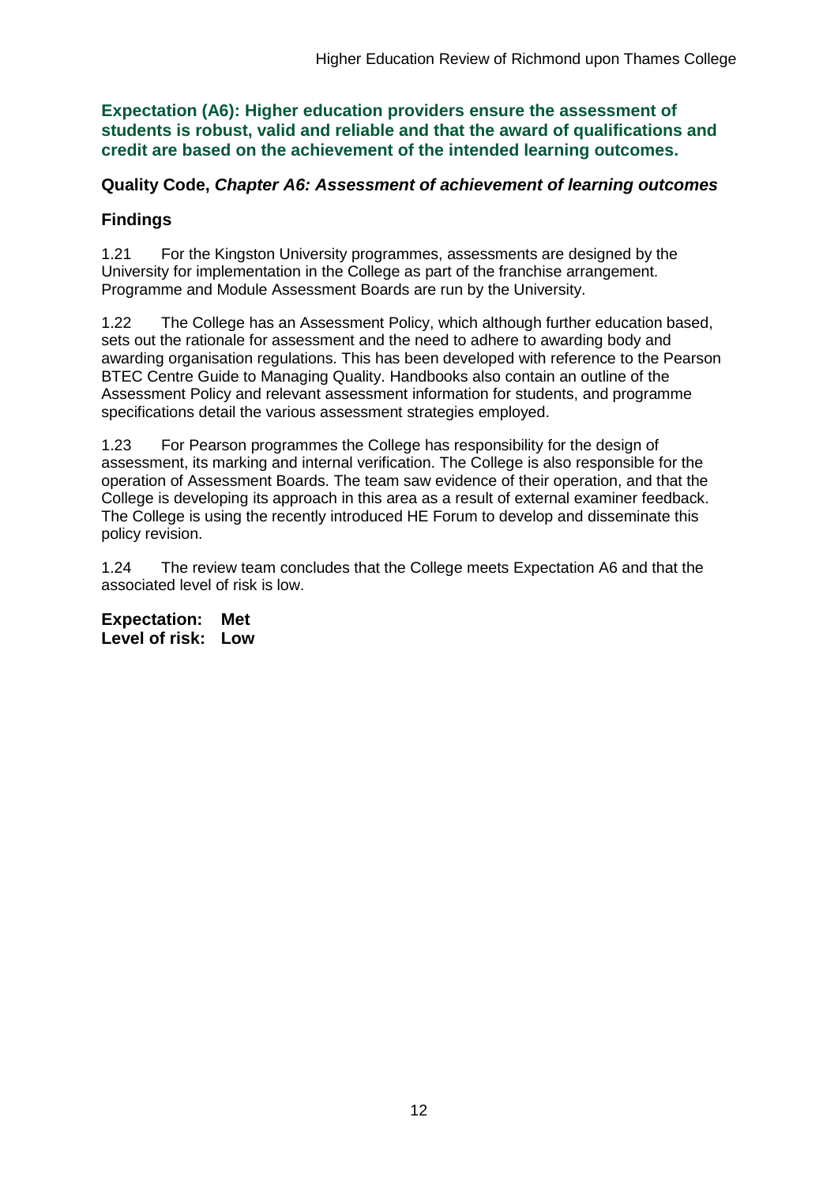**Expectation (A6): Higher education providers ensure the assessment of students is robust, valid and reliable and that the award of qualifications and credit are based on the achievement of the intended learning outcomes.**

**Quality Code,** ***Chapter A6: Assessment of achievement of learning outcomes***

## Findings

1.21 For the Kingston University programmes, assessments are designed by the University for implementation in the College as part of the franchise arrangement. Programme and Module Assessment Boards are run by the University.

1.22 The College has an Assessment Policy, which although further education based, sets out the rationale for assessment and the need to adhere to awarding body and awarding organisation regulations. This has been developed with reference to the Pearson BTEC Centre Guide to Managing Quality. Handbooks also contain an outline of the Assessment Policy and relevant assessment information for students, and programme specifications detail the various assessment strategies employed.

1.23 For Pearson programmes the College has responsibility for the design of assessment, its marking and internal verification. The College is also responsible for the operation of Assessment Boards. The team saw evidence of their operation, and that the College is developing its approach in this area as a result of external examiner feedback. The College is using the recently introduced HE Forum to develop and disseminate this policy revision.

1.24 The review team concludes that the College meets Expectation A6 and that the associated level of risk is low.

**Expectation: Met**
**Level of risk: Low**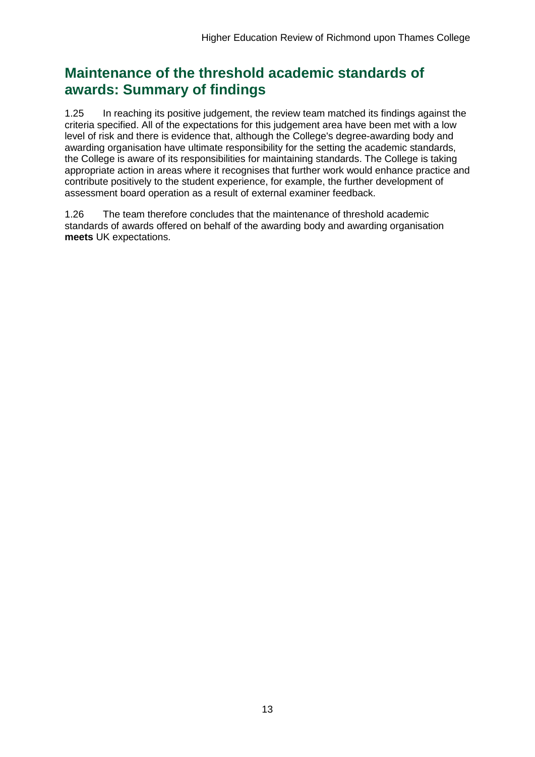## Maintenance of the threshold academic standards of awards: Summary of findings

1.25 In reaching its positive judgement, the review team matched its findings against the criteria specified. All of the expectations for this judgement area have been met with a low level of risk and there is evidence that, although the College's degree-awarding body and awarding organisation have ultimate responsibility for the setting the academic standards, the College is aware of its responsibilities for maintaining standards. The College is taking appropriate action in areas where it recognises that further work would enhance practice and contribute positively to the student experience, for example, the further development of assessment board operation as a result of external examiner feedback.

1.26 The team therefore concludes that the maintenance of threshold academic standards of awards offered on behalf of the awarding body and awarding organisation **meets** UK expectations.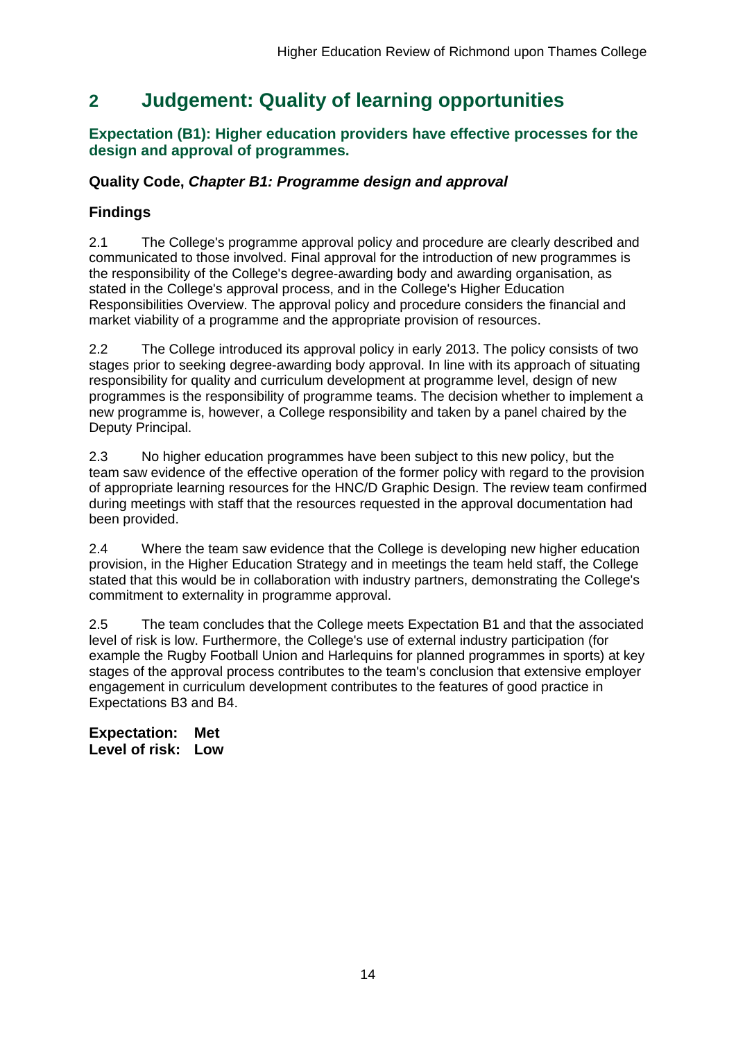## 2 Judgement: Quality of learning opportunities

### Expectation (B1): Higher education providers have effective processes for the design and approval of programmes.

### Quality Code, *Chapter B1: Programme design and approval*

### Findings

2.1 The College's programme approval policy and procedure are clearly described and communicated to those involved. Final approval for the introduction of new programmes is the responsibility of the College's degree-awarding body and awarding organisation, as stated in the College's approval process, and in the College's Higher Education Responsibilities Overview. The approval policy and procedure considers the financial and market viability of a programme and the appropriate provision of resources.

2.2 The College introduced its approval policy in early 2013. The policy consists of two stages prior to seeking degree-awarding body approval. In line with its approach of situating responsibility for quality and curriculum development at programme level, design of new programmes is the responsibility of programme teams. The decision whether to implement a new programme is, however, a College responsibility and taken by a panel chaired by the Deputy Principal.

2.3 No higher education programmes have been subject to this new policy, but the team saw evidence of the effective operation of the former policy with regard to the provision of appropriate learning resources for the HNC/D Graphic Design. The review team confirmed during meetings with staff that the resources requested in the approval documentation had been provided.

2.4 Where the team saw evidence that the College is developing new higher education provision, in the Higher Education Strategy and in meetings the team held staff, the College stated that this would be in collaboration with industry partners, demonstrating the College's commitment to externality in programme approval.

2.5 The team concludes that the College meets Expectation B1 and that the associated level of risk is low. Furthermore, the College's use of external industry participation (for example the Rugby Football Union and Harlequins for planned programmes in sports) at key stages of the approval process contributes to the team's conclusion that extensive employer engagement in curriculum development contributes to the features of good practice in Expectations B3 and B4.

**Expectation: Met**
**Level of risk: Low**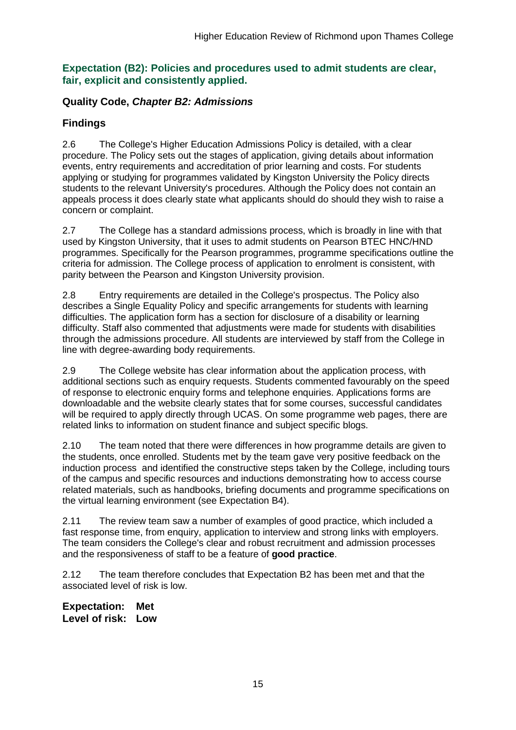## Expectation (B2): Policies and procedures used to admit students are clear, fair, explicit and consistently applied.

### Quality Code, *Chapter B2: Admissions*

### Findings

2.6 The College's Higher Education Admissions Policy is detailed, with a clear procedure. The Policy sets out the stages of application, giving details about information events, entry requirements and accreditation of prior learning and costs. For students applying or studying for programmes validated by Kingston University the Policy directs students to the relevant University's procedures. Although the Policy does not contain an appeals process it does clearly state what applicants should do should they wish to raise a concern or complaint.

2.7 The College has a standard admissions process, which is broadly in line with that used by Kingston University, that it uses to admit students on Pearson BTEC HNC/HND programmes. Specifically for the Pearson programmes, programme specifications outline the criteria for admission. The College process of application to enrolment is consistent, with parity between the Pearson and Kingston University provision.

2.8 Entry requirements are detailed in the College's prospectus. The Policy also describes a Single Equality Policy and specific arrangements for students with learning difficulties. The application form has a section for disclosure of a disability or learning difficulty. Staff also commented that adjustments were made for students with disabilities through the admissions procedure. All students are interviewed by staff from the College in line with degree-awarding body requirements.

2.9 The College website has clear information about the application process, with additional sections such as enquiry requests. Students commented favourably on the speed of response to electronic enquiry forms and telephone enquiries. Applications forms are downloadable and the website clearly states that for some courses, successful candidates will be required to apply directly through UCAS. On some programme web pages, there are related links to information on student finance and subject specific blogs.

2.10 The team noted that there were differences in how programme details are given to the students, once enrolled. Students met by the team gave very positive feedback on the induction process and identified the constructive steps taken by the College, including tours of the campus and specific resources and inductions demonstrating how to access course related materials, such as handbooks, briefing documents and programme specifications on the virtual learning environment (see Expectation B4).

2.11 The review team saw a number of examples of good practice, which included a fast response time, from enquiry, application to interview and strong links with employers. The team considers the College's clear and robust recruitment and admission processes and the responsiveness of staff to be a feature of **good practice**.

2.12 The team therefore concludes that Expectation B2 has been met and that the associated level of risk is low.

**Expectation: Met**
**Level of risk: Low**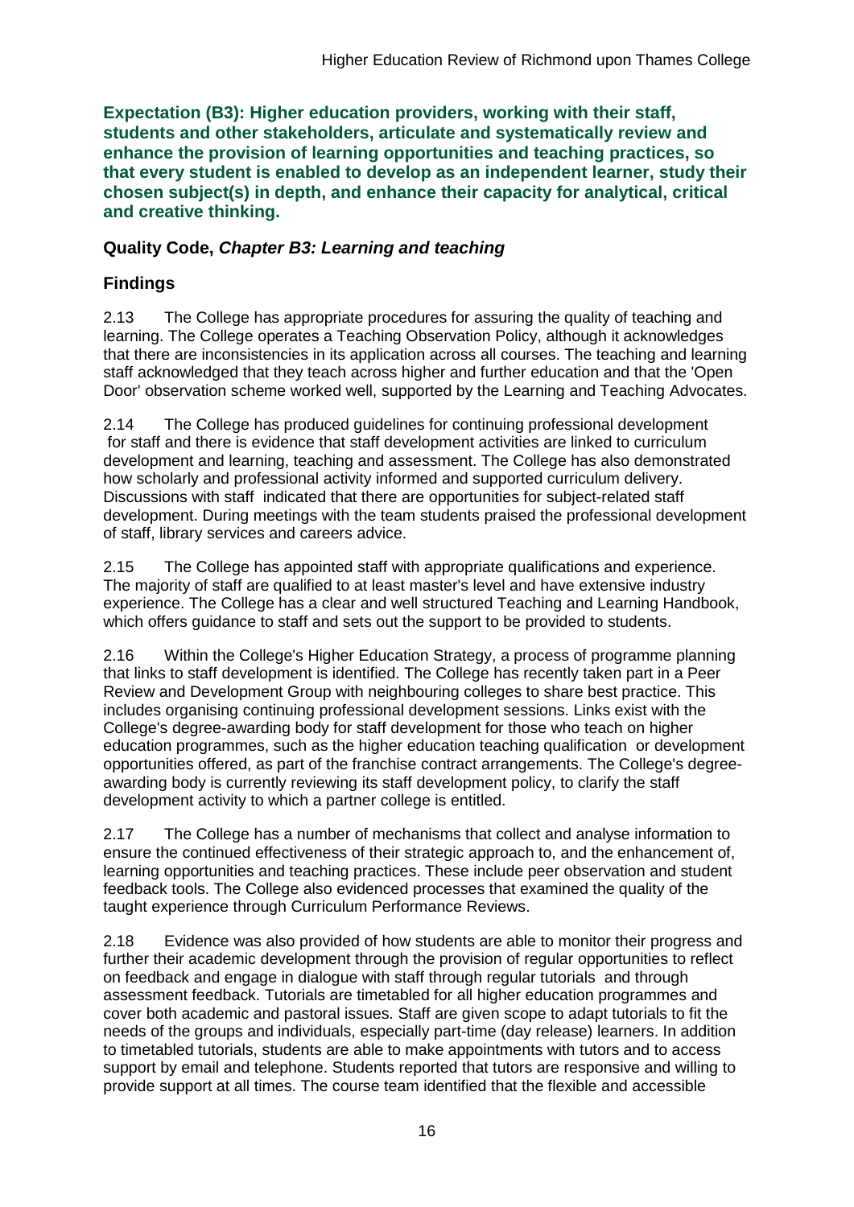**Expectation (B3): Higher education providers, working with their staff, students and other stakeholders, articulate and systematically review and enhance the provision of learning opportunities and teaching practices, so that every student is enabled to develop as an independent learner, study their chosen subject(s) in depth, and enhance their capacity for analytical, critical and creative thinking.**

## Quality Code, *Chapter B3: Learning and teaching*

## Findings

2.13 The College has appropriate procedures for assuring the quality of teaching and learning. The College operates a Teaching Observation Policy, although it acknowledges that there are inconsistencies in its application across all courses. The teaching and learning staff acknowledged that they teach across higher and further education and that the 'Open Door' observation scheme worked well, supported by the Learning and Teaching Advocates.

2.14 The College has produced guidelines for continuing professional development for staff and there is evidence that staff development activities are linked to curriculum development and learning, teaching and assessment. The College has also demonstrated how scholarly and professional activity informed and supported curriculum delivery. Discussions with staff indicated that there are opportunities for subject-related staff development. During meetings with the team students praised the professional development of staff, library services and careers advice.

2.15 The College has appointed staff with appropriate qualifications and experience. The majority of staff are qualified to at least master's level and have extensive industry experience. The College has a clear and well structured Teaching and Learning Handbook, which offers guidance to staff and sets out the support to be provided to students.

2.16 Within the College's Higher Education Strategy, a process of programme planning that links to staff development is identified. The College has recently taken part in a Peer Review and Development Group with neighbouring colleges to share best practice. This includes organising continuing professional development sessions. Links exist with the College's degree-awarding body for staff development for those who teach on higher education programmes, such as the higher education teaching qualification or development opportunities offered, as part of the franchise contract arrangements. The College's degree-awarding body is currently reviewing its staff development policy, to clarify the staff development activity to which a partner college is entitled.

2.17 The College has a number of mechanisms that collect and analyse information to ensure the continued effectiveness of their strategic approach to, and the enhancement of, learning opportunities and teaching practices. These include peer observation and student feedback tools. The College also evidenced processes that examined the quality of the taught experience through Curriculum Performance Reviews.

2.18 Evidence was also provided of how students are able to monitor their progress and further their academic development through the provision of regular opportunities to reflect on feedback and engage in dialogue with staff through regular tutorials and through assessment feedback. Tutorials are timetabled for all higher education programmes and cover both academic and pastoral issues. Staff are given scope to adapt tutorials to fit the needs of the groups and individuals, especially part-time (day release) learners. In addition to timetabled tutorials, students are able to make appointments with tutors and to access support by email and telephone. Students reported that tutors are responsive and willing to provide support at all times. The course team identified that the flexible and accessible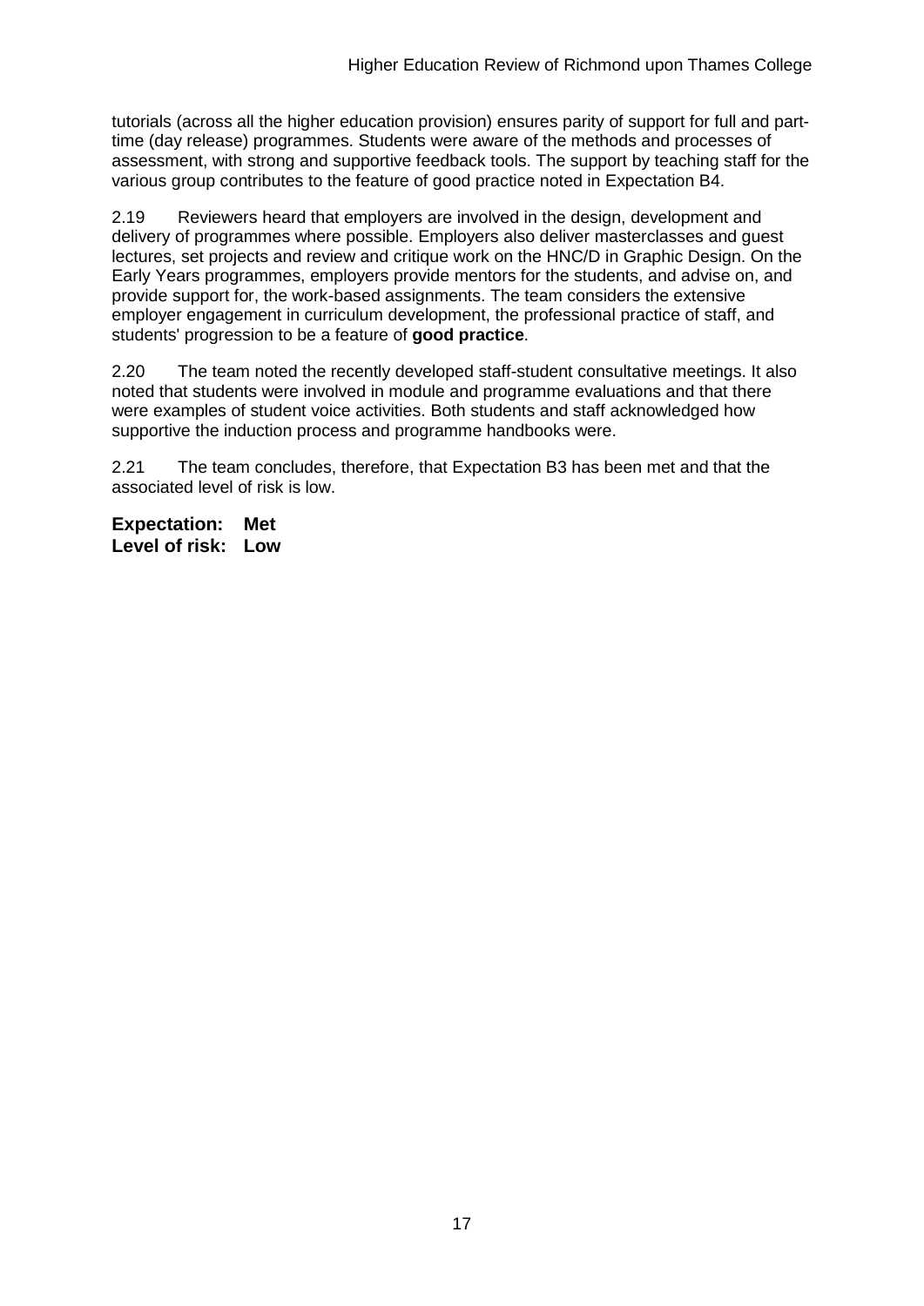tutorials (across all the higher education provision) ensures parity of support for full and part-time (day release) programmes. Students were aware of the methods and processes of assessment, with strong and supportive feedback tools. The support by teaching staff for the various group contributes to the feature of good practice noted in Expectation B4.

2.19 Reviewers heard that employers are involved in the design, development and delivery of programmes where possible. Employers also deliver masterclasses and guest lectures, set projects and review and critique work on the HNC/D in Graphic Design. On the Early Years programmes, employers provide mentors for the students, and advise on, and provide support for, the work-based assignments. The team considers the extensive employer engagement in curriculum development, the professional practice of staff, and students' progression to be a feature of **good practice**.

2.20 The team noted the recently developed staff-student consultative meetings. It also noted that students were involved in module and programme evaluations and that there were examples of student voice activities. Both students and staff acknowledged how supportive the induction process and programme handbooks were.

2.21 The team concludes, therefore, that Expectation B3 has been met and that the associated level of risk is low.

**Expectation: Met**
**Level of risk: Low**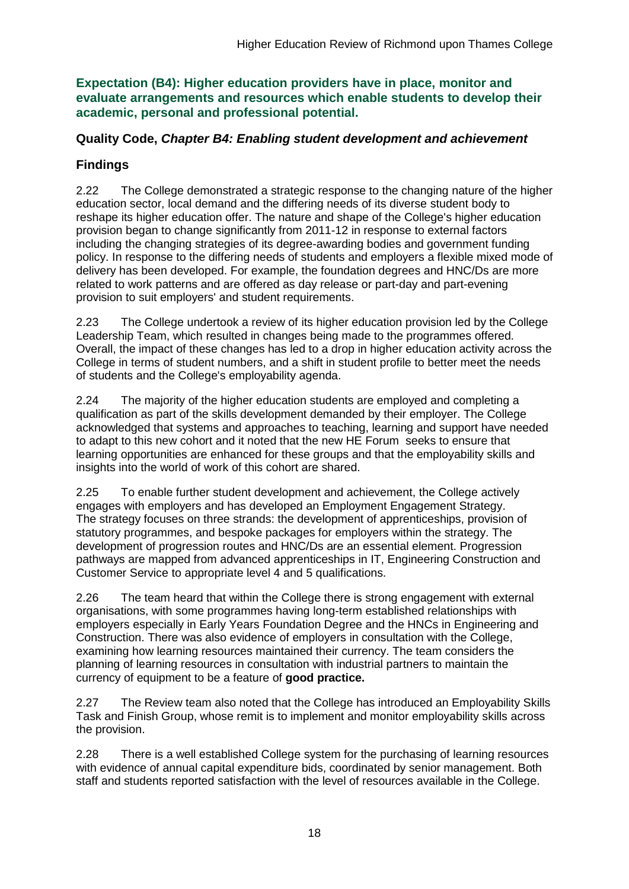**Expectation (B4): Higher education providers have in place, monitor and evaluate arrangements and resources which enable students to develop their academic, personal and professional potential.**

### Quality Code, *Chapter B4: Enabling student development and achievement*

### Findings

2.22 The College demonstrated a strategic response to the changing nature of the higher education sector, local demand and the differing needs of its diverse student body to reshape its higher education offer. The nature and shape of the College's higher education provision began to change significantly from 2011-12 in response to external factors including the changing strategies of its degree-awarding bodies and government funding policy. In response to the differing needs of students and employers a flexible mixed mode of delivery has been developed. For example, the foundation degrees and HNC/Ds are more related to work patterns and are offered as day release or part-day and part-evening provision to suit employers' and student requirements.

2.23 The College undertook a review of its higher education provision led by the College Leadership Team, which resulted in changes being made to the programmes offered. Overall, the impact of these changes has led to a drop in higher education activity across the College in terms of student numbers, and a shift in student profile to better meet the needs of students and the College's employability agenda.

2.24 The majority of the higher education students are employed and completing a qualification as part of the skills development demanded by their employer. The College acknowledged that systems and approaches to teaching, learning and support have needed to adapt to this new cohort and it noted that the new HE Forum seeks to ensure that learning opportunities are enhanced for these groups and that the employability skills and insights into the world of work of this cohort are shared.

2.25 To enable further student development and achievement, the College actively engages with employers and has developed an Employment Engagement Strategy. The strategy focuses on three strands: the development of apprenticeships, provision of statutory programmes, and bespoke packages for employers within the strategy. The development of progression routes and HNC/Ds are an essential element. Progression pathways are mapped from advanced apprenticeships in IT, Engineering Construction and Customer Service to appropriate level 4 and 5 qualifications.

2.26 The team heard that within the College there is strong engagement with external organisations, with some programmes having long-term established relationships with employers especially in Early Years Foundation Degree and the HNCs in Engineering and Construction. There was also evidence of employers in consultation with the College, examining how learning resources maintained their currency. The team considers the planning of learning resources in consultation with industrial partners to maintain the currency of equipment to be a feature of **good practice.**

2.27 The Review team also noted that the College has introduced an Employability Skills Task and Finish Group, whose remit is to implement and monitor employability skills across the provision.

2.28 There is a well established College system for the purchasing of learning resources with evidence of annual capital expenditure bids, coordinated by senior management. Both staff and students reported satisfaction with the level of resources available in the College.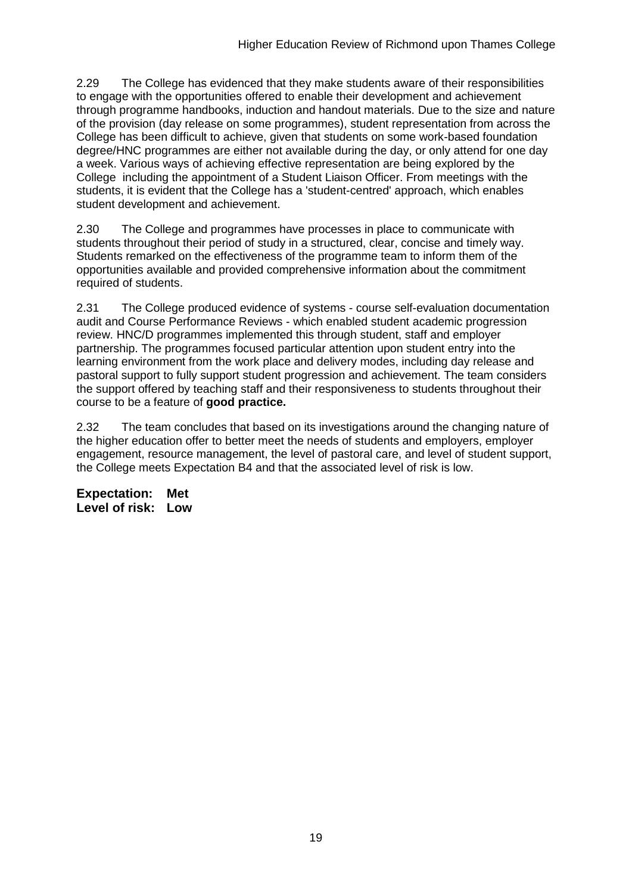2.29 The College has evidenced that they make students aware of their responsibilities to engage with the opportunities offered to enable their development and achievement through programme handbooks, induction and handout materials. Due to the size and nature of the provision (day release on some programmes), student representation from across the College has been difficult to achieve, given that students on some work-based foundation degree/HNC programmes are either not available during the day, or only attend for one day a week. Various ways of achieving effective representation are being explored by the College including the appointment of a Student Liaison Officer. From meetings with the students, it is evident that the College has a 'student-centred' approach, which enables student development and achievement.

2.30 The College and programmes have processes in place to communicate with students throughout their period of study in a structured, clear, concise and timely way. Students remarked on the effectiveness of the programme team to inform them of the opportunities available and provided comprehensive information about the commitment required of students.

2.31 The College produced evidence of systems - course self-evaluation documentation audit and Course Performance Reviews - which enabled student academic progression review. HNC/D programmes implemented this through student, staff and employer partnership. The programmes focused particular attention upon student entry into the learning environment from the work place and delivery modes, including day release and pastoral support to fully support student progression and achievement. The team considers the support offered by teaching staff and their responsiveness to students throughout their course to be a feature of **good practice.**

2.32 The team concludes that based on its investigations around the changing nature of the higher education offer to better meet the needs of students and employers, employer engagement, resource management, the level of pastoral care, and level of student support, the College meets Expectation B4 and that the associated level of risk is low.

**Expectation: Met**
**Level of risk: Low**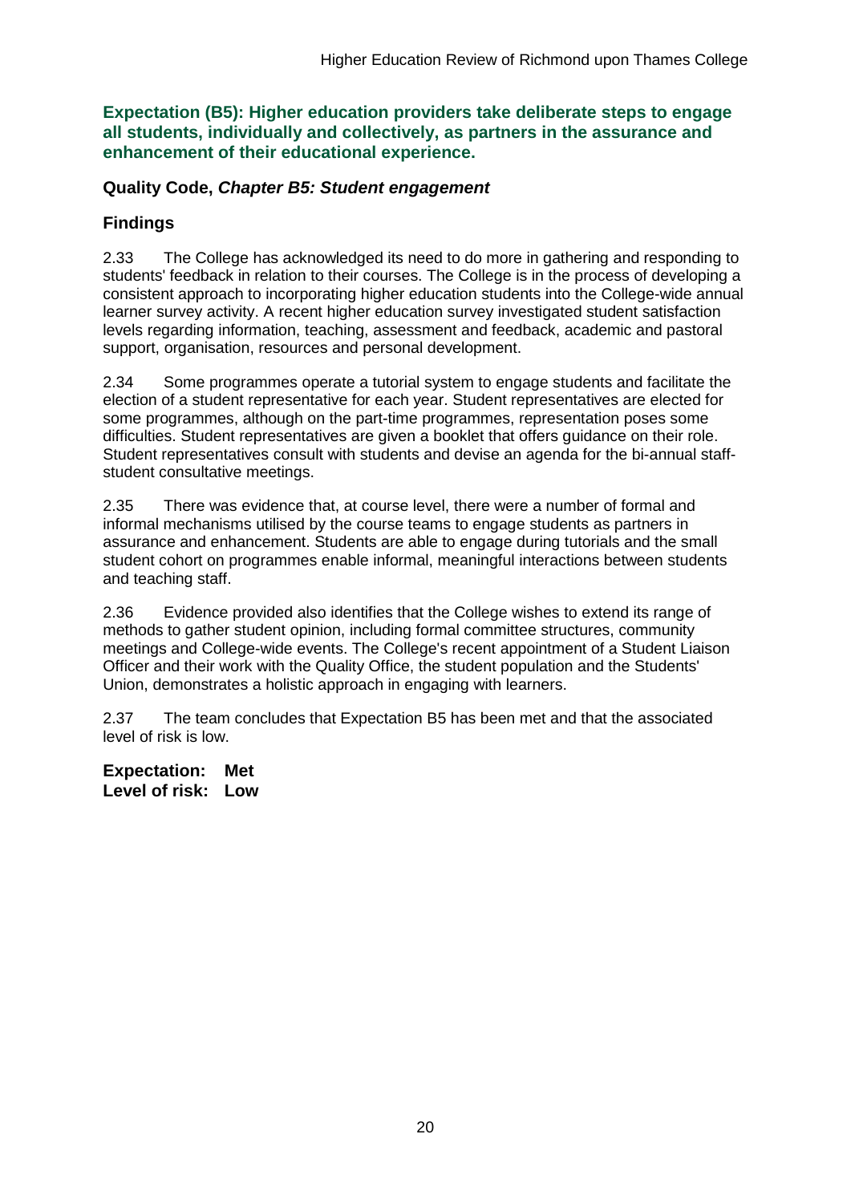### Expectation (B5): Higher education providers take deliberate steps to engage all students, individually and collectively, as partners in the assurance and enhancement of their educational experience.

#### Quality Code, *Chapter B5: Student engagement*

#### Findings

2.33 The College has acknowledged its need to do more in gathering and responding to students' feedback in relation to their courses. The College is in the process of developing a consistent approach to incorporating higher education students into the College-wide annual learner survey activity. A recent higher education survey investigated student satisfaction levels regarding information, teaching, assessment and feedback, academic and pastoral support, organisation, resources and personal development.

2.34 Some programmes operate a tutorial system to engage students and facilitate the election of a student representative for each year. Student representatives are elected for some programmes, although on the part-time programmes, representation poses some difficulties. Student representatives are given a booklet that offers guidance on their role. Student representatives consult with students and devise an agenda for the bi-annual staff-student consultative meetings.

2.35 There was evidence that, at course level, there were a number of formal and informal mechanisms utilised by the course teams to engage students as partners in assurance and enhancement. Students are able to engage during tutorials and the small student cohort on programmes enable informal, meaningful interactions between students and teaching staff.

2.36 Evidence provided also identifies that the College wishes to extend its range of methods to gather student opinion, including formal committee structures, community meetings and College-wide events. The College's recent appointment of a Student Liaison Officer and their work with the Quality Office, the student population and the Students' Union, demonstrates a holistic approach in engaging with learners.

2.37 The team concludes that Expectation B5 has been met and that the associated level of risk is low.

**Expectation: Met**
**Level of risk: Low**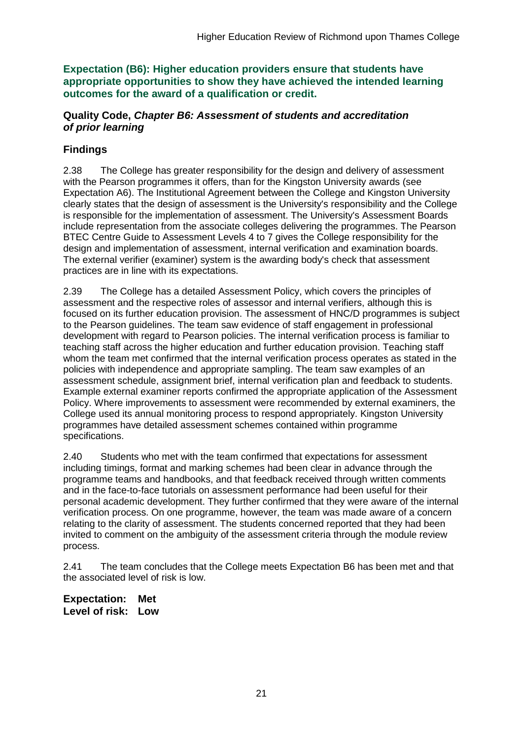**Expectation (B6): Higher education providers ensure that students have appropriate opportunities to show they have achieved the intended learning outcomes for the award of a qualification or credit.**

**Quality Code, *Chapter B6: Assessment of students and accreditation of prior learning***

### Findings

2.38 The College has greater responsibility for the design and delivery of assessment with the Pearson programmes it offers, than for the Kingston University awards (see Expectation A6). The Institutional Agreement between the College and Kingston University clearly states that the design of assessment is the University's responsibility and the College is responsible for the implementation of assessment. The University's Assessment Boards include representation from the associate colleges delivering the programmes. The Pearson BTEC Centre Guide to Assessment Levels 4 to 7 gives the College responsibility for the design and implementation of assessment, internal verification and examination boards. The external verifier (examiner) system is the awarding body's check that assessment practices are in line with its expectations.

2.39 The College has a detailed Assessment Policy, which covers the principles of assessment and the respective roles of assessor and internal verifiers, although this is focused on its further education provision. The assessment of HNC/D programmes is subject to the Pearson guidelines. The team saw evidence of staff engagement in professional development with regard to Pearson policies. The internal verification process is familiar to teaching staff across the higher education and further education provision. Teaching staff whom the team met confirmed that the internal verification process operates as stated in the policies with independence and appropriate sampling. The team saw examples of an assessment schedule, assignment brief, internal verification plan and feedback to students. Example external examiner reports confirmed the appropriate application of the Assessment Policy. Where improvements to assessment were recommended by external examiners, the College used its annual monitoring process to respond appropriately. Kingston University programmes have detailed assessment schemes contained within programme specifications.

2.40 Students who met with the team confirmed that expectations for assessment including timings, format and marking schemes had been clear in advance through the programme teams and handbooks, and that feedback received through written comments and in the face-to-face tutorials on assessment performance had been useful for their personal academic development. They further confirmed that they were aware of the internal verification process. On one programme, however, the team was made aware of a concern relating to the clarity of assessment. The students concerned reported that they had been invited to comment on the ambiguity of the assessment criteria through the module review process.

2.41 The team concludes that the College meets Expectation B6 has been met and that the associated level of risk is low.

**Expectation: Met**
**Level of risk: Low**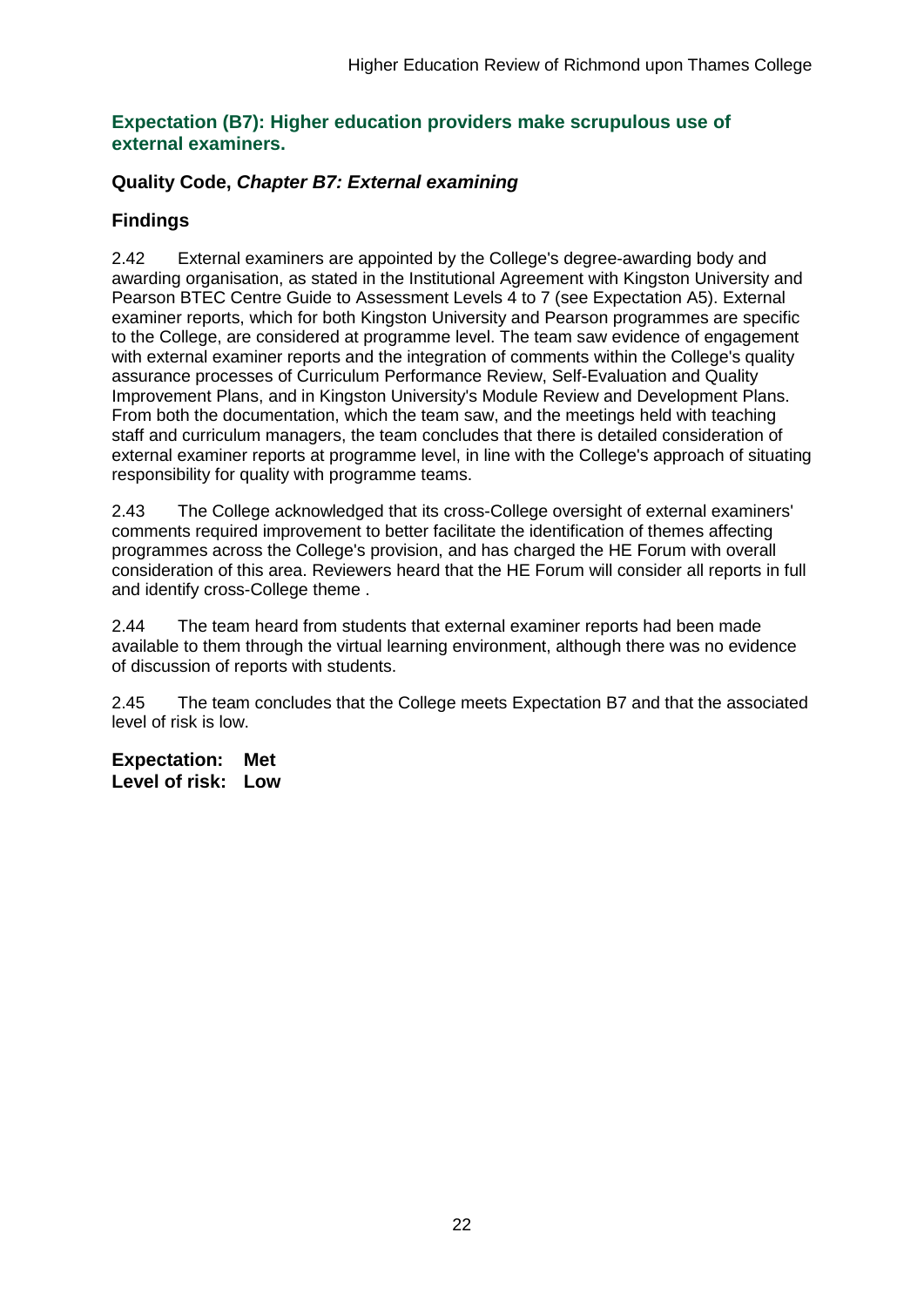### Expectation (B7): Higher education providers make scrupulous use of external examiners.

#### Quality Code, *Chapter B7: External examining*

#### Findings

2.42 External examiners are appointed by the College's degree-awarding body and awarding organisation, as stated in the Institutional Agreement with Kingston University and Pearson BTEC Centre Guide to Assessment Levels 4 to 7 (see Expectation A5). External examiner reports, which for both Kingston University and Pearson programmes are specific to the College, are considered at programme level. The team saw evidence of engagement with external examiner reports and the integration of comments within the College's quality assurance processes of Curriculum Performance Review, Self-Evaluation and Quality Improvement Plans, and in Kingston University's Module Review and Development Plans. From both the documentation, which the team saw, and the meetings held with teaching staff and curriculum managers, the team concludes that there is detailed consideration of external examiner reports at programme level, in line with the College's approach of situating responsibility for quality with programme teams.

2.43 The College acknowledged that its cross-College oversight of external examiners' comments required improvement to better facilitate the identification of themes affecting programmes across the College's provision, and has charged the HE Forum with overall consideration of this area. Reviewers heard that the HE Forum will consider all reports in full and identify cross-College theme .

2.44 The team heard from students that external examiner reports had been made available to them through the virtual learning environment, although there was no evidence of discussion of reports with students.

2.45 The team concludes that the College meets Expectation B7 and that the associated level of risk is low.

**Expectation: Met**
**Level of risk: Low**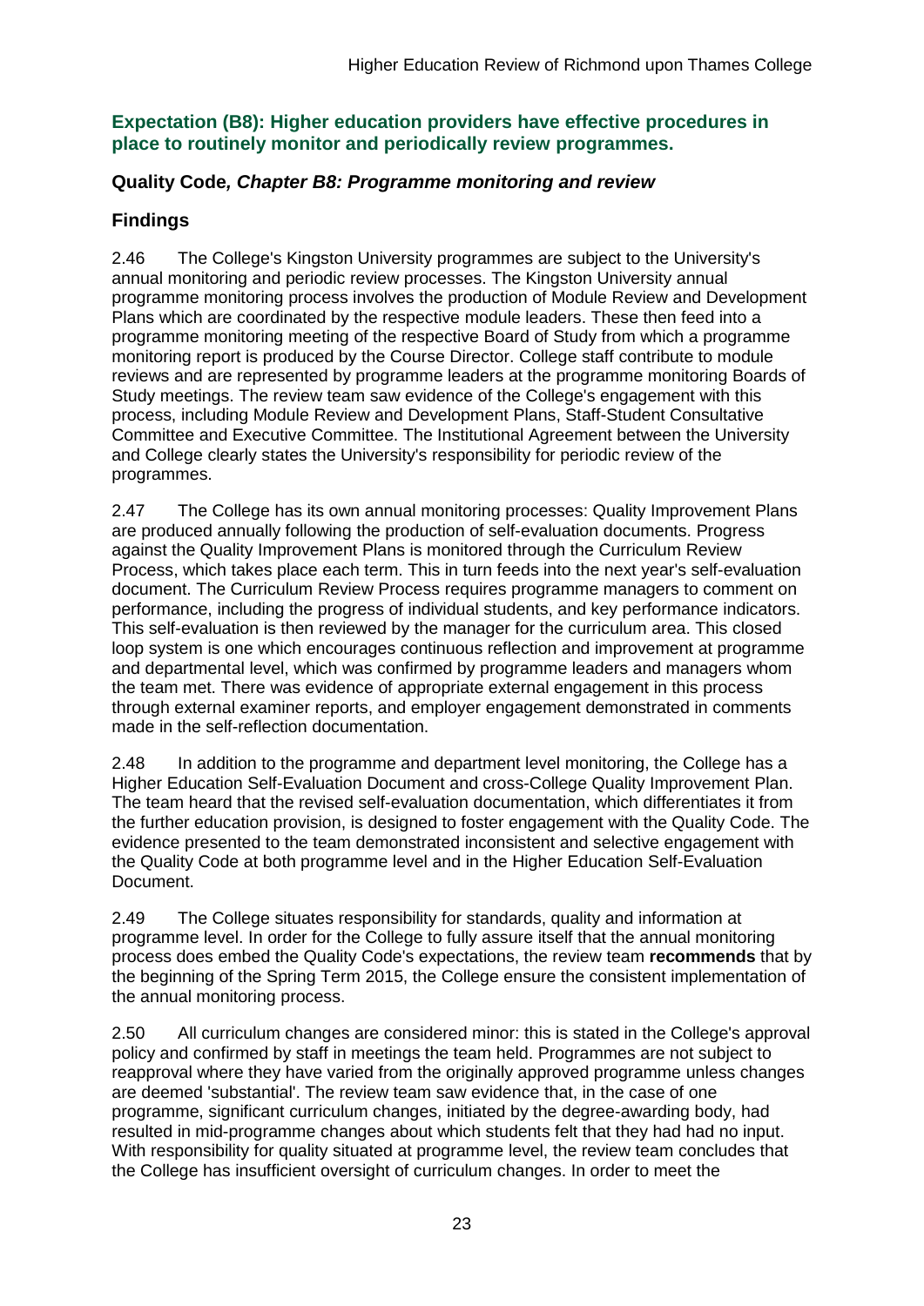## Expectation (B8): Higher education providers have effective procedures in place to routinely monitor and periodically review programmes.

### Quality Code*, Chapter B8: Programme monitoring and review*

### Findings

2.46 The College's Kingston University programmes are subject to the University's annual monitoring and periodic review processes. The Kingston University annual programme monitoring process involves the production of Module Review and Development Plans which are coordinated by the respective module leaders. These then feed into a programme monitoring meeting of the respective Board of Study from which a programme monitoring report is produced by the Course Director. College staff contribute to module reviews and are represented by programme leaders at the programme monitoring Boards of Study meetings. The review team saw evidence of the College's engagement with this process, including Module Review and Development Plans, Staff-Student Consultative Committee and Executive Committee. The Institutional Agreement between the University and College clearly states the University's responsibility for periodic review of the programmes.

2.47 The College has its own annual monitoring processes: Quality Improvement Plans are produced annually following the production of self-evaluation documents. Progress against the Quality Improvement Plans is monitored through the Curriculum Review Process, which takes place each term. This in turn feeds into the next year's self-evaluation document. The Curriculum Review Process requires programme managers to comment on performance, including the progress of individual students, and key performance indicators. This self-evaluation is then reviewed by the manager for the curriculum area. This closed loop system is one which encourages continuous reflection and improvement at programme and departmental level, which was confirmed by programme leaders and managers whom the team met. There was evidence of appropriate external engagement in this process through external examiner reports, and employer engagement demonstrated in comments made in the self-reflection documentation.

2.48 In addition to the programme and department level monitoring, the College has a Higher Education Self-Evaluation Document and cross-College Quality Improvement Plan. The team heard that the revised self-evaluation documentation, which differentiates it from the further education provision, is designed to foster engagement with the Quality Code. The evidence presented to the team demonstrated inconsistent and selective engagement with the Quality Code at both programme level and in the Higher Education Self-Evaluation Document.

2.49 The College situates responsibility for standards, quality and information at programme level. In order for the College to fully assure itself that the annual monitoring process does embed the Quality Code's expectations, the review team **recommends** that by the beginning of the Spring Term 2015, the College ensure the consistent implementation of the annual monitoring process.

2.50 All curriculum changes are considered minor: this is stated in the College's approval policy and confirmed by staff in meetings the team held. Programmes are not subject to reapproval where they have varied from the originally approved programme unless changes are deemed 'substantial'. The review team saw evidence that, in the case of one programme, significant curriculum changes, initiated by the degree-awarding body, had resulted in mid-programme changes about which students felt that they had had no input. With responsibility for quality situated at programme level, the review team concludes that the College has insufficient oversight of curriculum changes. In order to meet the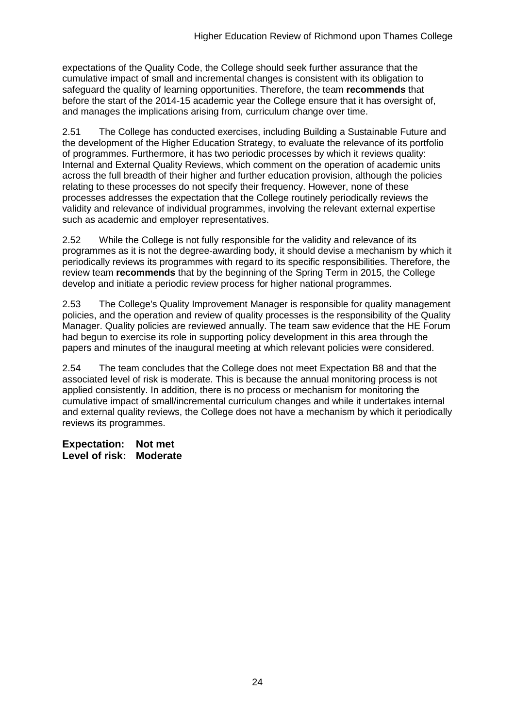expectations of the Quality Code, the College should seek further assurance that the cumulative impact of small and incremental changes is consistent with its obligation to safeguard the quality of learning opportunities. Therefore, the team **recommends** that before the start of the 2014-15 academic year the College ensure that it has oversight of, and manages the implications arising from, curriculum change over time.

2.51 The College has conducted exercises, including Building a Sustainable Future and the development of the Higher Education Strategy, to evaluate the relevance of its portfolio of programmes. Furthermore, it has two periodic processes by which it reviews quality: Internal and External Quality Reviews, which comment on the operation of academic units across the full breadth of their higher and further education provision, although the policies relating to these processes do not specify their frequency. However, none of these processes addresses the expectation that the College routinely periodically reviews the validity and relevance of individual programmes, involving the relevant external expertise such as academic and employer representatives.

2.52 While the College is not fully responsible for the validity and relevance of its programmes as it is not the degree-awarding body, it should devise a mechanism by which it periodically reviews its programmes with regard to its specific responsibilities. Therefore, the review team **recommends** that by the beginning of the Spring Term in 2015, the College develop and initiate a periodic review process for higher national programmes.

2.53 The College's Quality Improvement Manager is responsible for quality management policies, and the operation and review of quality processes is the responsibility of the Quality Manager. Quality policies are reviewed annually. The team saw evidence that the HE Forum had begun to exercise its role in supporting policy development in this area through the papers and minutes of the inaugural meeting at which relevant policies were considered.

2.54 The team concludes that the College does not meet Expectation B8 and that the associated level of risk is moderate. This is because the annual monitoring process is not applied consistently. In addition, there is no process or mechanism for monitoring the cumulative impact of small/incremental curriculum changes and while it undertakes internal and external quality reviews, the College does not have a mechanism by which it periodically reviews its programmes.

**Expectation: Not met**
**Level of risk: Moderate**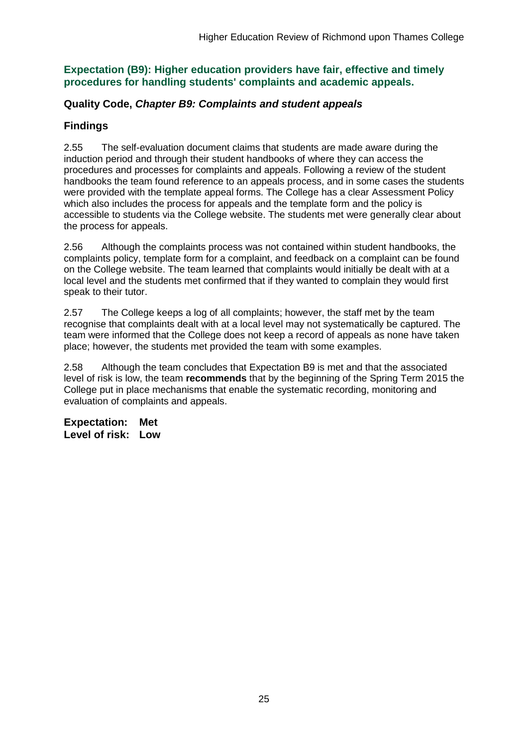## Expectation (B9): Higher education providers have fair, effective and timely procedures for handling students' complaints and academic appeals.

### Quality Code, *Chapter B9: Complaints and student appeals*

### Findings

2.55 The self-evaluation document claims that students are made aware during the induction period and through their student handbooks of where they can access the procedures and processes for complaints and appeals. Following a review of the student handbooks the team found reference to an appeals process, and in some cases the students were provided with the template appeal forms. The College has a clear Assessment Policy which also includes the process for appeals and the template form and the policy is accessible to students via the College website. The students met were generally clear about the process for appeals.

2.56 Although the complaints process was not contained within student handbooks, the complaints policy, template form for a complaint, and feedback on a complaint can be found on the College website. The team learned that complaints would initially be dealt with at a local level and the students met confirmed that if they wanted to complain they would first speak to their tutor.

2.57 The College keeps a log of all complaints; however, the staff met by the team recognise that complaints dealt with at a local level may not systematically be captured. The team were informed that the College does not keep a record of appeals as none have taken place; however, the students met provided the team with some examples.

2.58 Although the team concludes that Expectation B9 is met and that the associated level of risk is low, the team **recommends** that by the beginning of the Spring Term 2015 the College put in place mechanisms that enable the systematic recording, monitoring and evaluation of complaints and appeals.

**Expectation: Met**
**Level of risk: Low**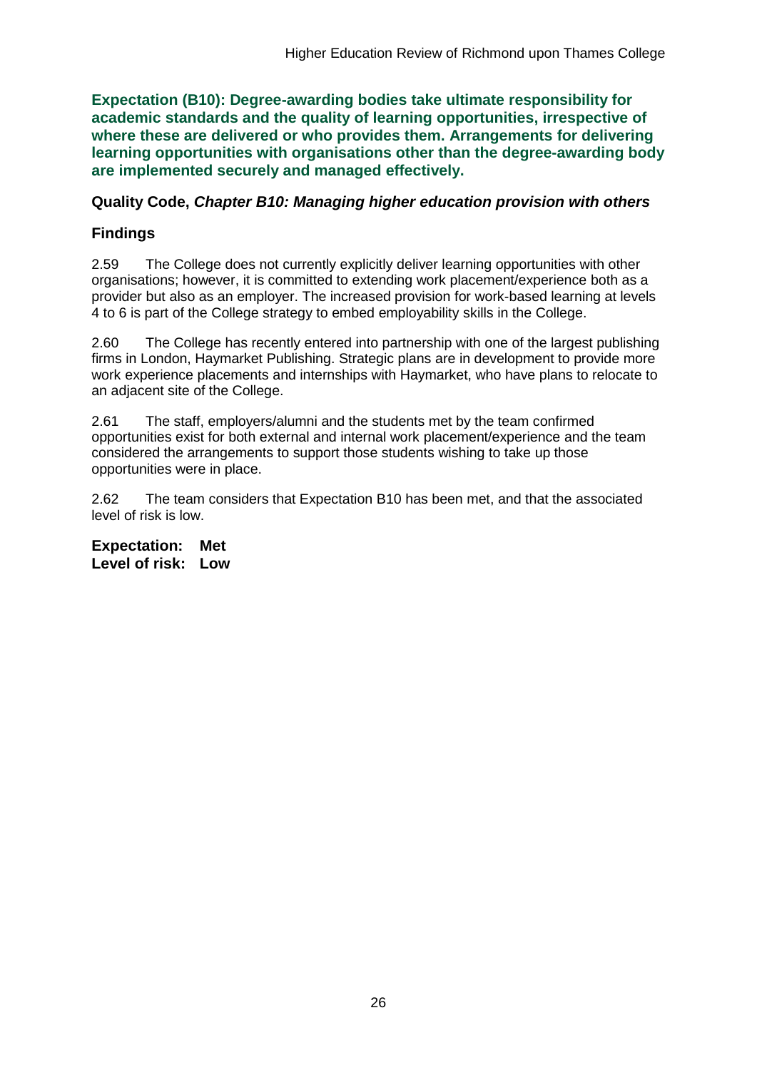**Expectation (B10): Degree-awarding bodies take ultimate responsibility for academic standards and the quality of learning opportunities, irrespective of where these are delivered or who provides them. Arrangements for delivering learning opportunities with organisations other than the degree-awarding body are implemented securely and managed effectively.**

**Quality Code, *Chapter B10: Managing higher education provision with others***

## Findings

2.59 The College does not currently explicitly deliver learning opportunities with other organisations; however, it is committed to extending work placement/experience both as a provider but also as an employer. The increased provision for work-based learning at levels 4 to 6 is part of the College strategy to embed employability skills in the College.

2.60 The College has recently entered into partnership with one of the largest publishing firms in London, Haymarket Publishing. Strategic plans are in development to provide more work experience placements and internships with Haymarket, who have plans to relocate to an adjacent site of the College.

2.61 The staff, employers/alumni and the students met by the team confirmed opportunities exist for both external and internal work placement/experience and the team considered the arrangements to support those students wishing to take up those opportunities were in place.

2.62 The team considers that Expectation B10 has been met, and that the associated level of risk is low.

**Expectation: Met**
**Level of risk: Low**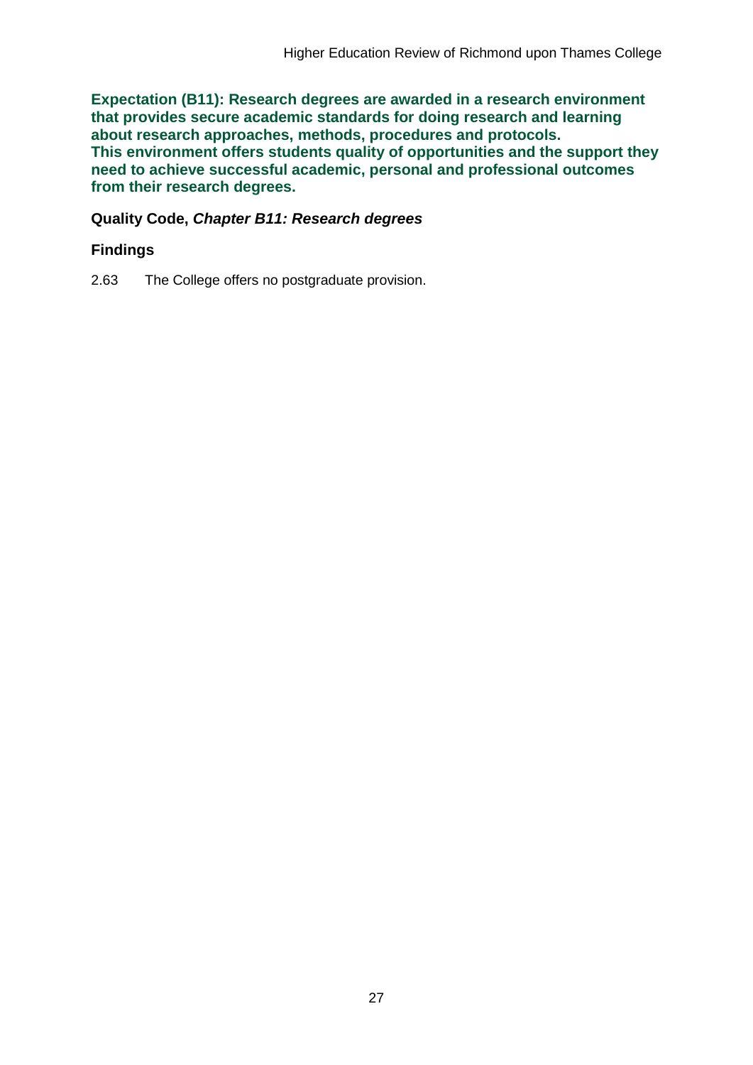**Expectation (B11): Research degrees are awarded in a research environment that provides secure academic standards for doing research and learning about research approaches, methods, procedures and protocols. This environment offers students quality of opportunities and the support they need to achieve successful academic, personal and professional outcomes from their research degrees.**

**Quality Code, *Chapter B11: Research degrees***

**Findings**

2.63 The College offers no postgraduate provision.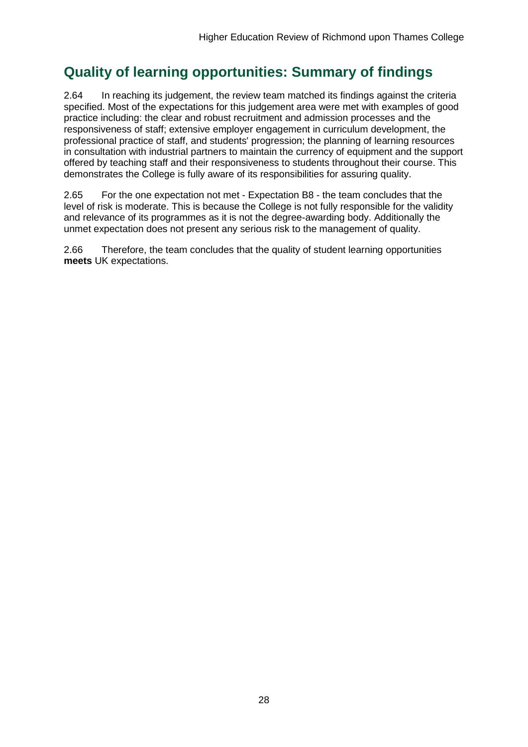## Quality of learning opportunities: Summary of findings

2.64 In reaching its judgement, the review team matched its findings against the criteria specified. Most of the expectations for this judgement area were met with examples of good practice including: the clear and robust recruitment and admission processes and the responsiveness of staff; extensive employer engagement in curriculum development, the professional practice of staff, and students' progression; the planning of learning resources in consultation with industrial partners to maintain the currency of equipment and the support offered by teaching staff and their responsiveness to students throughout their course. This demonstrates the College is fully aware of its responsibilities for assuring quality.

2.65 For the one expectation not met - Expectation B8 - the team concludes that the level of risk is moderate. This is because the College is not fully responsible for the validity and relevance of its programmes as it is not the degree-awarding body. Additionally the unmet expectation does not present any serious risk to the management of quality.

2.66 Therefore, the team concludes that the quality of student learning opportunities **meets** UK expectations.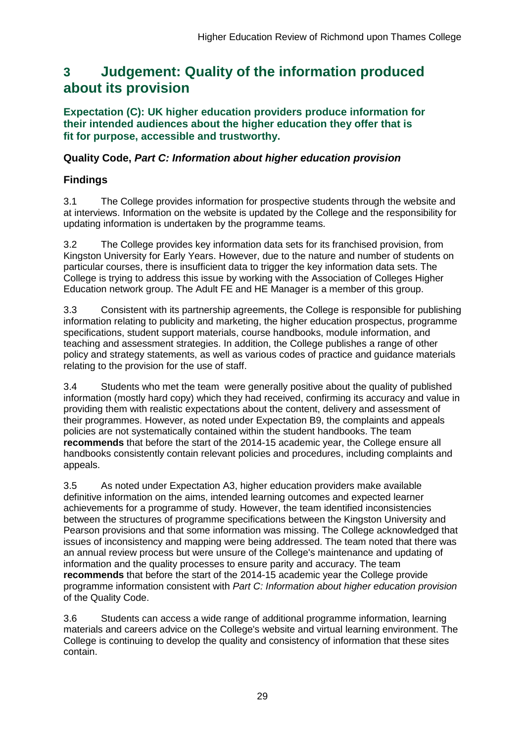# 3 Judgement: Quality of the information produced about its provision

**Expectation (C): UK higher education providers produce information for their intended audiences about the higher education they offer that is fit for purpose, accessible and trustworthy.**

### Quality Code, *Part C: Information about higher education provision*

### Findings

3.1 The College provides information for prospective students through the website and at interviews. Information on the website is updated by the College and the responsibility for updating information is undertaken by the programme teams.

3.2 The College provides key information data sets for its franchised provision, from Kingston University for Early Years. However, due to the nature and number of students on particular courses, there is insufficient data to trigger the key information data sets. The College is trying to address this issue by working with the Association of Colleges Higher Education network group. The Adult FE and HE Manager is a member of this group.

3.3 Consistent with its partnership agreements, the College is responsible for publishing information relating to publicity and marketing, the higher education prospectus, programme specifications, student support materials, course handbooks, module information, and teaching and assessment strategies. In addition, the College publishes a range of other policy and strategy statements, as well as various codes of practice and guidance materials relating to the provision for the use of staff.

3.4 Students who met the team were generally positive about the quality of published information (mostly hard copy) which they had received, confirming its accuracy and value in providing them with realistic expectations about the content, delivery and assessment of their programmes. However, as noted under Expectation B9, the complaints and appeals policies are not systematically contained within the student handbooks. The team **recommends** that before the start of the 2014-15 academic year, the College ensure all handbooks consistently contain relevant policies and procedures, including complaints and appeals.

3.5 As noted under Expectation A3, higher education providers make available definitive information on the aims, intended learning outcomes and expected learner achievements for a programme of study. However, the team identified inconsistencies between the structures of programme specifications between the Kingston University and Pearson provisions and that some information was missing. The College acknowledged that issues of inconsistency and mapping were being addressed. The team noted that there was an annual review process but were unsure of the College's maintenance and updating of information and the quality processes to ensure parity and accuracy. The team **recommends** that before the start of the 2014-15 academic year the College provide programme information consistent with *Part C: Information about higher education provision* of the Quality Code.

3.6 Students can access a wide range of additional programme information, learning materials and careers advice on the College's website and virtual learning environment. The College is continuing to develop the quality and consistency of information that these sites contain.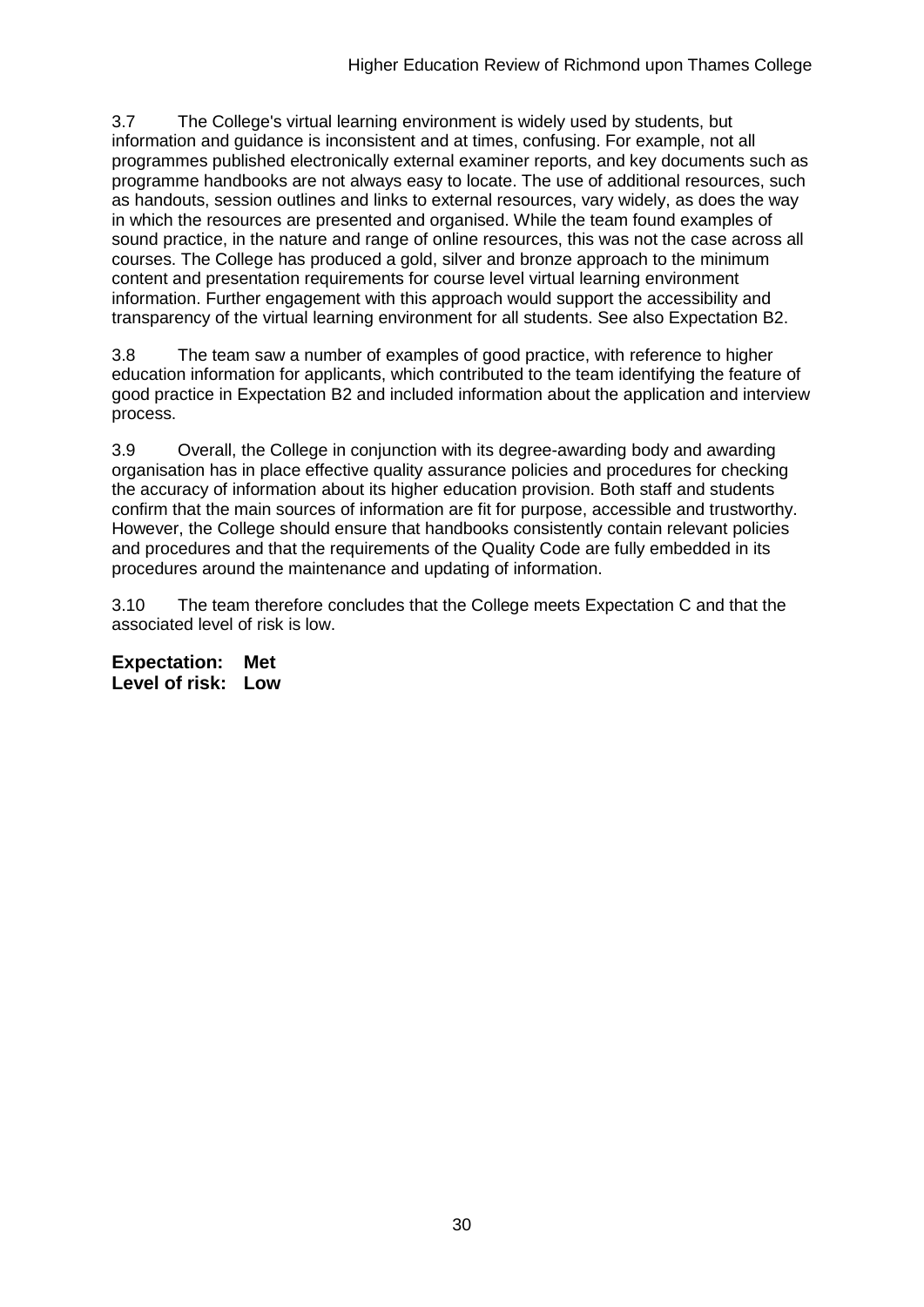3.7 The College's virtual learning environment is widely used by students, but information and guidance is inconsistent and at times, confusing. For example, not all programmes published electronically external examiner reports, and key documents such as programme handbooks are not always easy to locate. The use of additional resources, such as handouts, session outlines and links to external resources, vary widely, as does the way in which the resources are presented and organised. While the team found examples of sound practice, in the nature and range of online resources, this was not the case across all courses. The College has produced a gold, silver and bronze approach to the minimum content and presentation requirements for course level virtual learning environment information. Further engagement with this approach would support the accessibility and transparency of the virtual learning environment for all students. See also Expectation B2.

3.8 The team saw a number of examples of good practice, with reference to higher education information for applicants, which contributed to the team identifying the feature of good practice in Expectation B2 and included information about the application and interview process.

3.9 Overall, the College in conjunction with its degree-awarding body and awarding organisation has in place effective quality assurance policies and procedures for checking the accuracy of information about its higher education provision. Both staff and students confirm that the main sources of information are fit for purpose, accessible and trustworthy. However, the College should ensure that handbooks consistently contain relevant policies and procedures and that the requirements of the Quality Code are fully embedded in its procedures around the maintenance and updating of information.

3.10 The team therefore concludes that the College meets Expectation C and that the associated level of risk is low.

**Expectation: Met**
**Level of risk: Low**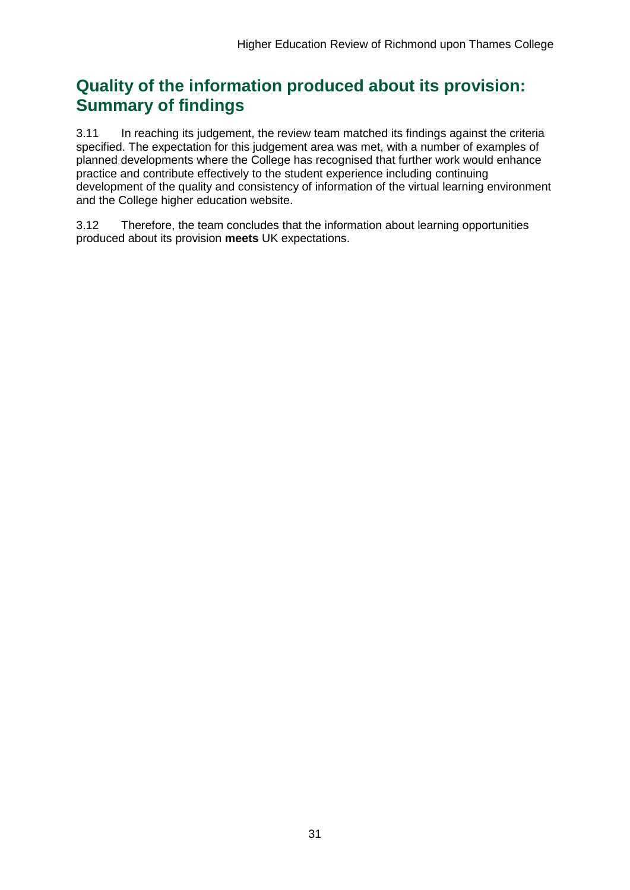## Quality of the information produced about its provision: Summary of findings

3.11 In reaching its judgement, the review team matched its findings against the criteria specified. The expectation for this judgement area was met, with a number of examples of planned developments where the College has recognised that further work would enhance practice and contribute effectively to the student experience including continuing development of the quality and consistency of information of the virtual learning environment and the College higher education website.

3.12 Therefore, the team concludes that the information about learning opportunities produced about its provision **meets** UK expectations.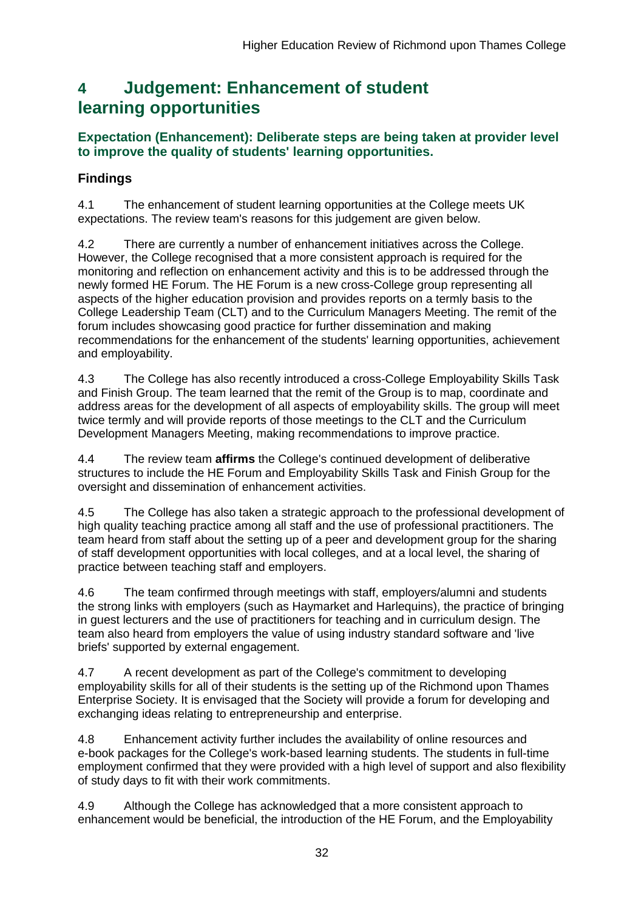# 4 Judgement: Enhancement of student learning opportunities

### Expectation (Enhancement): Deliberate steps are being taken at provider level to improve the quality of students' learning opportunities.

### Findings

4.1 The enhancement of student learning opportunities at the College meets UK expectations. The review team's reasons for this judgement are given below.

4.2 There are currently a number of enhancement initiatives across the College. However, the College recognised that a more consistent approach is required for the monitoring and reflection on enhancement activity and this is to be addressed through the newly formed HE Forum. The HE Forum is a new cross-College group representing all aspects of the higher education provision and provides reports on a termly basis to the College Leadership Team (CLT) and to the Curriculum Managers Meeting. The remit of the forum includes showcasing good practice for further dissemination and making recommendations for the enhancement of the students' learning opportunities, achievement and employability.

4.3 The College has also recently introduced a cross-College Employability Skills Task and Finish Group. The team learned that the remit of the Group is to map, coordinate and address areas for the development of all aspects of employability skills. The group will meet twice termly and will provide reports of those meetings to the CLT and the Curriculum Development Managers Meeting, making recommendations to improve practice.

4.4 The review team **affirms** the College's continued development of deliberative structures to include the HE Forum and Employability Skills Task and Finish Group for the oversight and dissemination of enhancement activities.

4.5 The College has also taken a strategic approach to the professional development of high quality teaching practice among all staff and the use of professional practitioners. The team heard from staff about the setting up of a peer and development group for the sharing of staff development opportunities with local colleges, and at a local level, the sharing of practice between teaching staff and employers.

4.6 The team confirmed through meetings with staff, employers/alumni and students the strong links with employers (such as Haymarket and Harlequins), the practice of bringing in guest lecturers and the use of practitioners for teaching and in curriculum design. The team also heard from employers the value of using industry standard software and 'live briefs' supported by external engagement.

4.7 A recent development as part of the College's commitment to developing employability skills for all of their students is the setting up of the Richmond upon Thames Enterprise Society. It is envisaged that the Society will provide a forum for developing and exchanging ideas relating to entrepreneurship and enterprise.

4.8 Enhancement activity further includes the availability of online resources and e-book packages for the College's work-based learning students. The students in full-time employment confirmed that they were provided with a high level of support and also flexibility of study days to fit with their work commitments.

4.9 Although the College has acknowledged that a more consistent approach to enhancement would be beneficial, the introduction of the HE Forum, and the Employability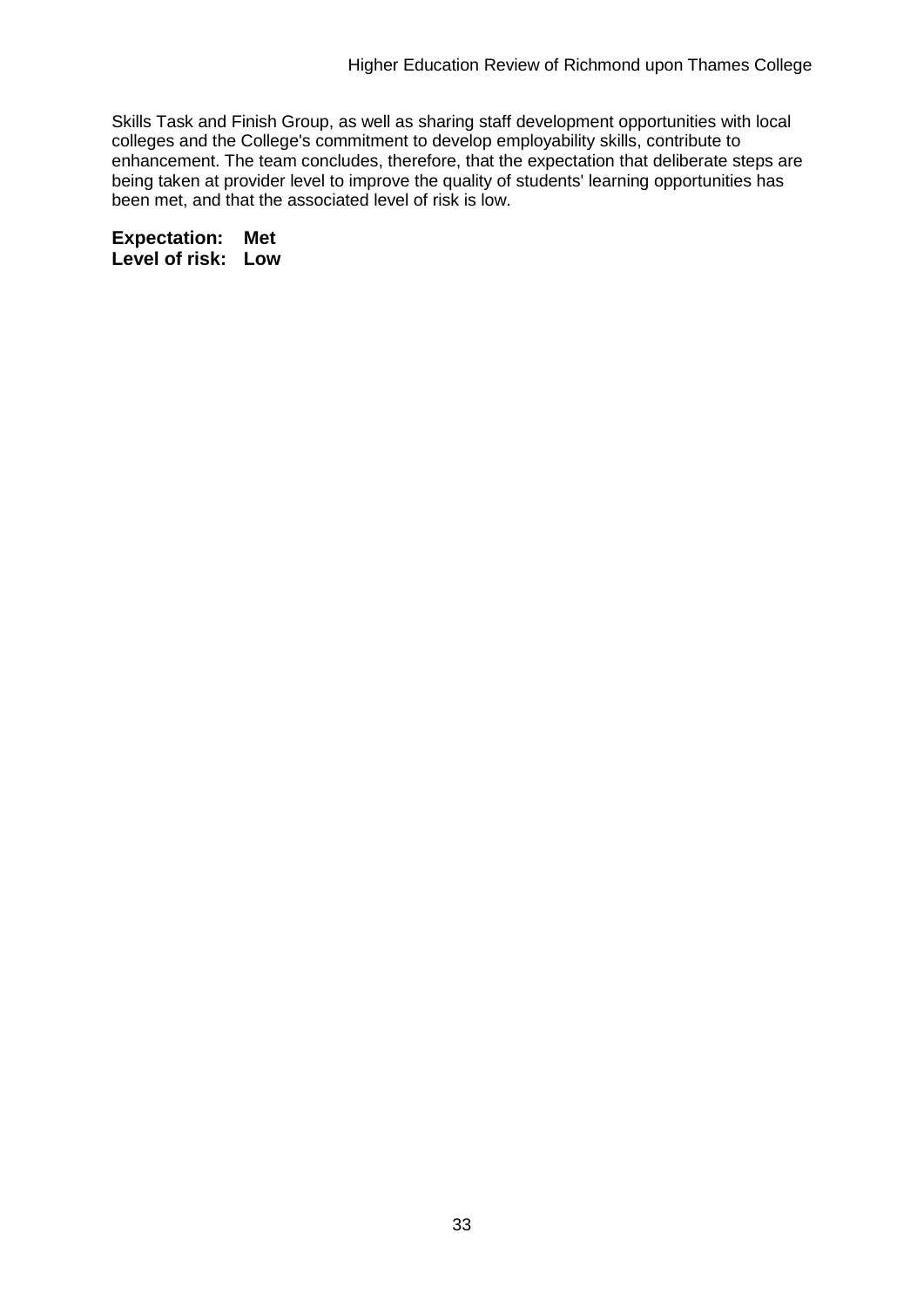Skills Task and Finish Group, as well as sharing staff development opportunities with local colleges and the College's commitment to develop employability skills, contribute to enhancement. The team concludes, therefore, that the expectation that deliberate steps are being taken at provider level to improve the quality of students' learning opportunities has been met, and that the associated level of risk is low.

**Expectation: Met**
**Level of risk: Low**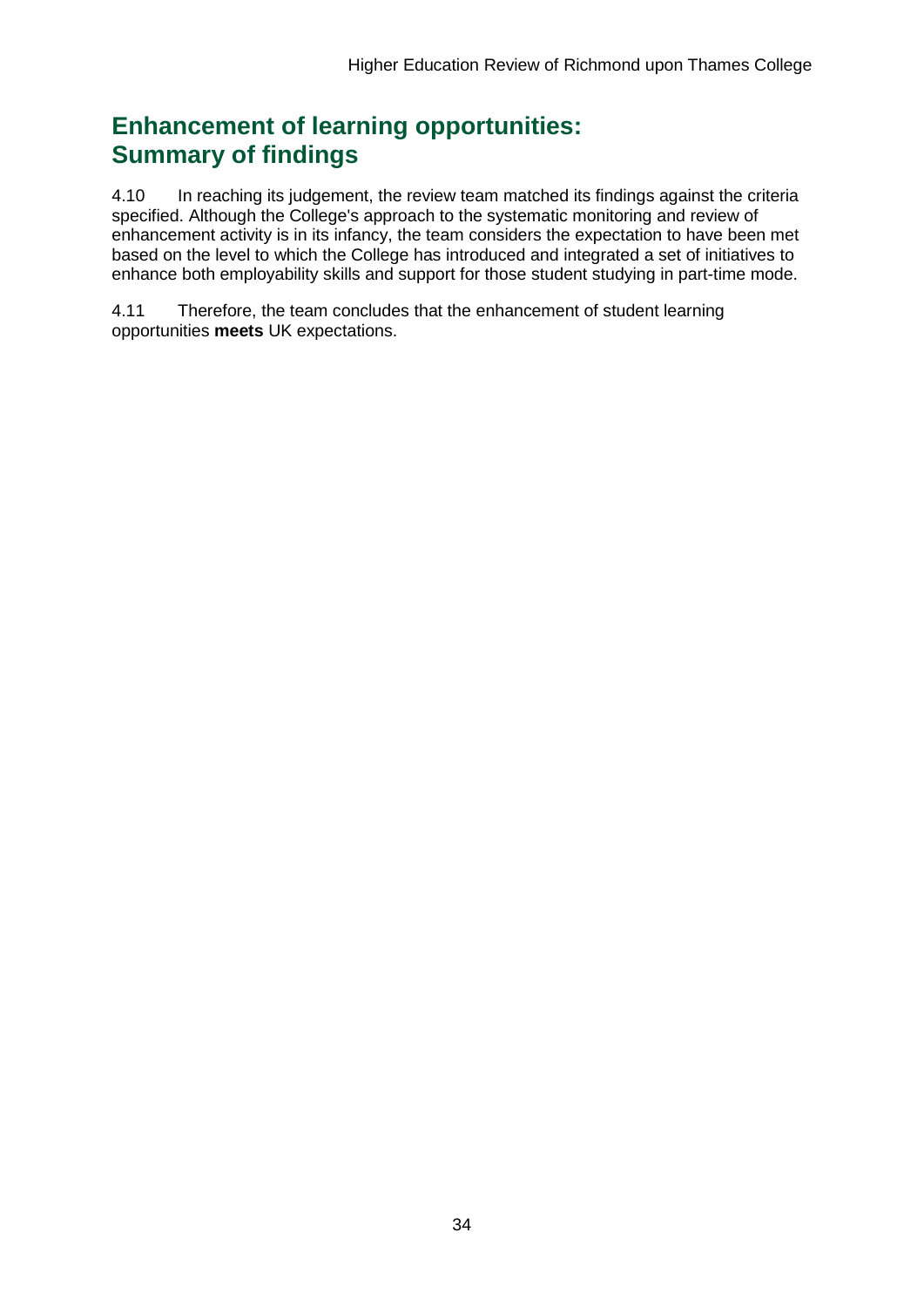## Enhancement of learning opportunities: Summary of findings

4.10 In reaching its judgement, the review team matched its findings against the criteria specified. Although the College's approach to the systematic monitoring and review of enhancement activity is in its infancy, the team considers the expectation to have been met based on the level to which the College has introduced and integrated a set of initiatives to enhance both employability skills and support for those student studying in part-time mode.

4.11 Therefore, the team concludes that the enhancement of student learning opportunities **meets** UK expectations.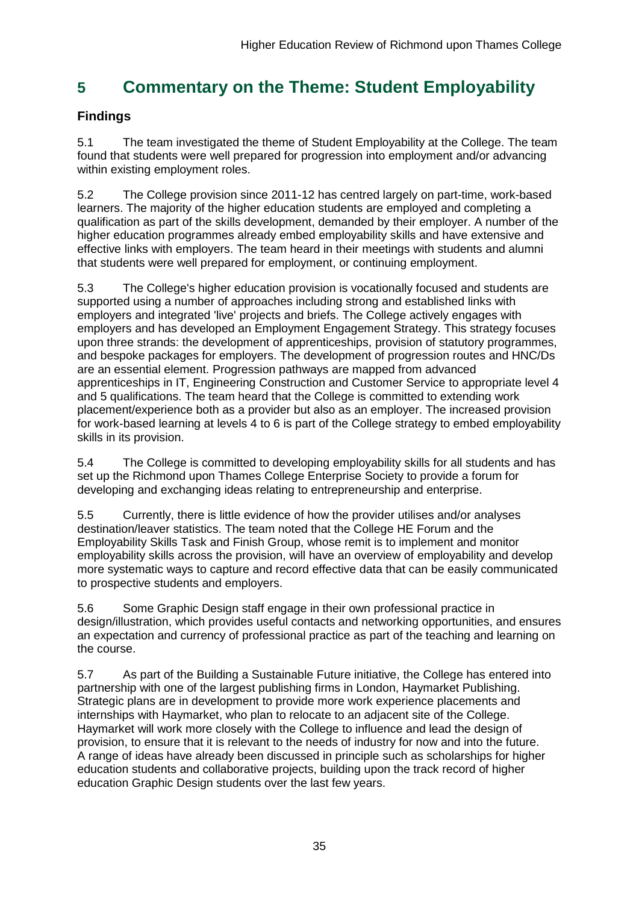# 5 Commentary on the Theme: Student Employability

## Findings

5.1 The team investigated the theme of Student Employability at the College. The team found that students were well prepared for progression into employment and/or advancing within existing employment roles.

5.2 The College provision since 2011-12 has centred largely on part-time, work-based learners. The majority of the higher education students are employed and completing a qualification as part of the skills development, demanded by their employer. A number of the higher education programmes already embed employability skills and have extensive and effective links with employers. The team heard in their meetings with students and alumni that students were well prepared for employment, or continuing employment.

5.3 The College's higher education provision is vocationally focused and students are supported using a number of approaches including strong and established links with employers and integrated 'live' projects and briefs. The College actively engages with employers and has developed an Employment Engagement Strategy. This strategy focuses upon three strands: the development of apprenticeships, provision of statutory programmes, and bespoke packages for employers. The development of progression routes and HNC/Ds are an essential element. Progression pathways are mapped from advanced apprenticeships in IT, Engineering Construction and Customer Service to appropriate level 4 and 5 qualifications. The team heard that the College is committed to extending work placement/experience both as a provider but also as an employer. The increased provision for work-based learning at levels 4 to 6 is part of the College strategy to embed employability skills in its provision.

5.4 The College is committed to developing employability skills for all students and has set up the Richmond upon Thames College Enterprise Society to provide a forum for developing and exchanging ideas relating to entrepreneurship and enterprise.

5.5 Currently, there is little evidence of how the provider utilises and/or analyses destination/leaver statistics. The team noted that the College HE Forum and the Employability Skills Task and Finish Group, whose remit is to implement and monitor employability skills across the provision, will have an overview of employability and develop more systematic ways to capture and record effective data that can be easily communicated to prospective students and employers.

5.6 Some Graphic Design staff engage in their own professional practice in design/illustration, which provides useful contacts and networking opportunities, and ensures an expectation and currency of professional practice as part of the teaching and learning on the course.

5.7 As part of the Building a Sustainable Future initiative, the College has entered into partnership with one of the largest publishing firms in London, Haymarket Publishing. Strategic plans are in development to provide more work experience placements and internships with Haymarket, who plan to relocate to an adjacent site of the College. Haymarket will work more closely with the College to influence and lead the design of provision, to ensure that it is relevant to the needs of industry for now and into the future. A range of ideas have already been discussed in principle such as scholarships for higher education students and collaborative projects, building upon the track record of higher education Graphic Design students over the last few years.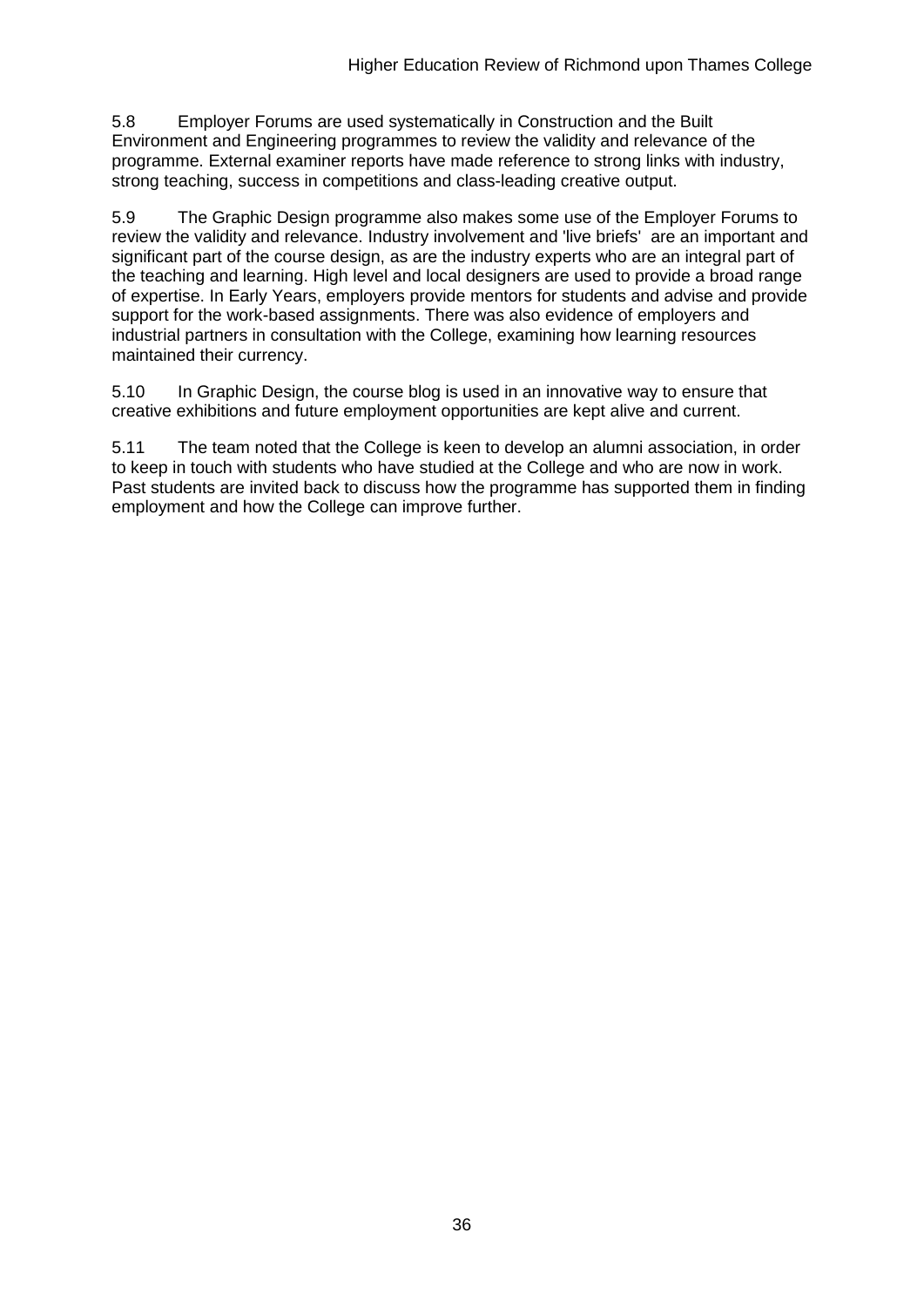5.8 Employer Forums are used systematically in Construction and the Built Environment and Engineering programmes to review the validity and relevance of the programme. External examiner reports have made reference to strong links with industry, strong teaching, success in competitions and class-leading creative output.

5.9 The Graphic Design programme also makes some use of the Employer Forums to review the validity and relevance. Industry involvement and 'live briefs' are an important and significant part of the course design, as are the industry experts who are an integral part of the teaching and learning. High level and local designers are used to provide a broad range of expertise. In Early Years, employers provide mentors for students and advise and provide support for the work-based assignments. There was also evidence of employers and industrial partners in consultation with the College, examining how learning resources maintained their currency.

5.10 In Graphic Design, the course blog is used in an innovative way to ensure that creative exhibitions and future employment opportunities are kept alive and current.

5.11 The team noted that the College is keen to develop an alumni association, in order to keep in touch with students who have studied at the College and who are now in work. Past students are invited back to discuss how the programme has supported them in finding employment and how the College can improve further.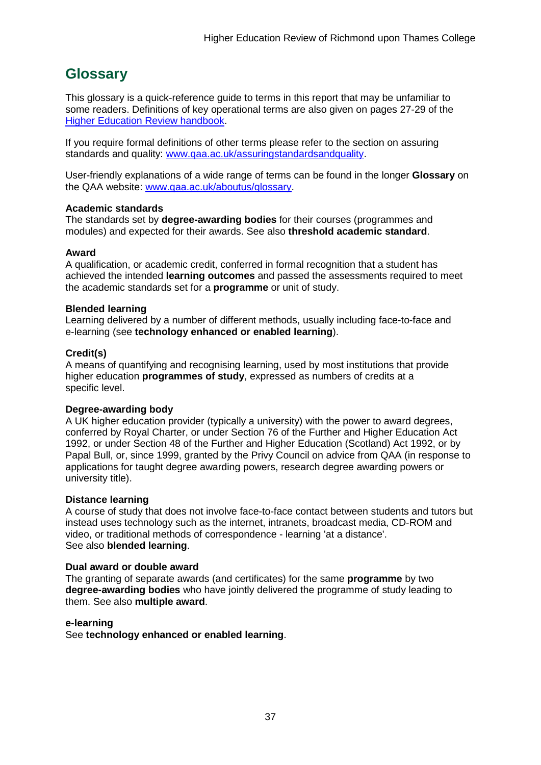## Glossary

This glossary is a quick-reference guide to terms in this report that may be unfamiliar to some readers. Definitions of key operational terms are also given on pages 27-29 of the [Higher Education Review handbook](Higher Education Review handbook).

If you require formal definitions of other terms please refer to the section on assuring standards and quality: [www.qaa.ac.uk/assuringstandardsandquality](www.qaa.ac.uk/assuringstandardsandquality).

User-friendly explanations of a wide range of terms can be found in the longer **Glossary** on the QAA website: [www.qaa.ac.uk/aboutus/glossary](www.qaa.ac.uk/aboutus/glossary).

**Academic standards**
The standards set by **degree-awarding bodies** for their courses (programmes and modules) and expected for their awards. See also **threshold academic standard**.

**Award**
A qualification, or academic credit, conferred in formal recognition that a student has achieved the intended **learning outcomes** and passed the assessments required to meet the academic standards set for a **programme** or unit of study.

**Blended learning**
Learning delivered by a number of different methods, usually including face-to-face and e-learning (see **technology enhanced or enabled learning**).

**Credit(s)**
A means of quantifying and recognising learning, used by most institutions that provide higher education **programmes of study**, expressed as numbers of credits at a specific level.

**Degree-awarding body**
A UK higher education provider (typically a university) with the power to award degrees, conferred by Royal Charter, or under Section 76 of the Further and Higher Education Act 1992, or under Section 48 of the Further and Higher Education (Scotland) Act 1992, or by Papal Bull, or, since 1999, granted by the Privy Council on advice from QAA (in response to applications for taught degree awarding powers, research degree awarding powers or university title).

**Distance learning**
A course of study that does not involve face-to-face contact between students and tutors but instead uses technology such as the internet, intranets, broadcast media, CD-ROM and video, or traditional methods of correspondence - learning 'at a distance'.
See also **blended learning**.

**Dual award or double award**
The granting of separate awards (and certificates) for the same **programme** by two **degree-awarding bodies** who have jointly delivered the programme of study leading to them. See also **multiple award**.

**e-learning**
See **technology enhanced or enabled learning**.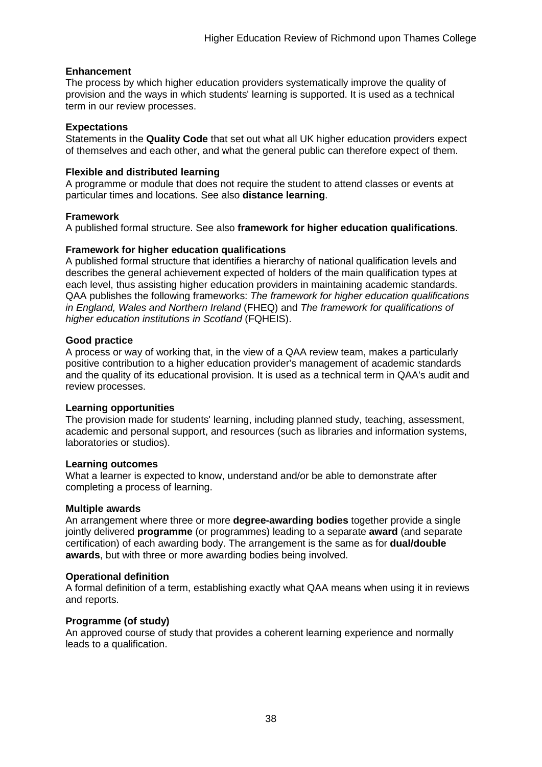**Enhancement**
The process by which higher education providers systematically improve the quality of provision and the ways in which students' learning is supported. It is used as a technical term in our review processes.

**Expectations**
Statements in the **Quality Code** that set out what all UK higher education providers expect of themselves and each other, and what the general public can therefore expect of them.

**Flexible and distributed learning**
A programme or module that does not require the student to attend classes or events at particular times and locations. See also **distance learning**.

**Framework**
A published formal structure. See also **framework for higher education qualifications**.

**Framework for higher education qualifications**
A published formal structure that identifies a hierarchy of national qualification levels and describes the general achievement expected of holders of the main qualification types at each level, thus assisting higher education providers in maintaining academic standards. QAA publishes the following frameworks: *The framework for higher education qualifications in England, Wales and Northern Ireland* (FHEQ) and *The framework for qualifications of higher education institutions in Scotland* (FQHEIS).

**Good practice**
A process or way of working that, in the view of a QAA review team, makes a particularly positive contribution to a higher education provider's management of academic standards and the quality of its educational provision. It is used as a technical term in QAA's audit and review processes.

**Learning opportunities**
The provision made for students' learning, including planned study, teaching, assessment, academic and personal support, and resources (such as libraries and information systems, laboratories or studios).

**Learning outcomes**
What a learner is expected to know, understand and/or be able to demonstrate after completing a process of learning.

**Multiple awards**
An arrangement where three or more **degree-awarding bodies** together provide a single jointly delivered **programme** (or programmes) leading to a separate **award** (and separate certification) of each awarding body. The arrangement is the same as for **dual/double awards**, but with three or more awarding bodies being involved.

**Operational definition**
A formal definition of a term, establishing exactly what QAA means when using it in reviews and reports.

**Programme (of study)**
An approved course of study that provides a coherent learning experience and normally leads to a qualification.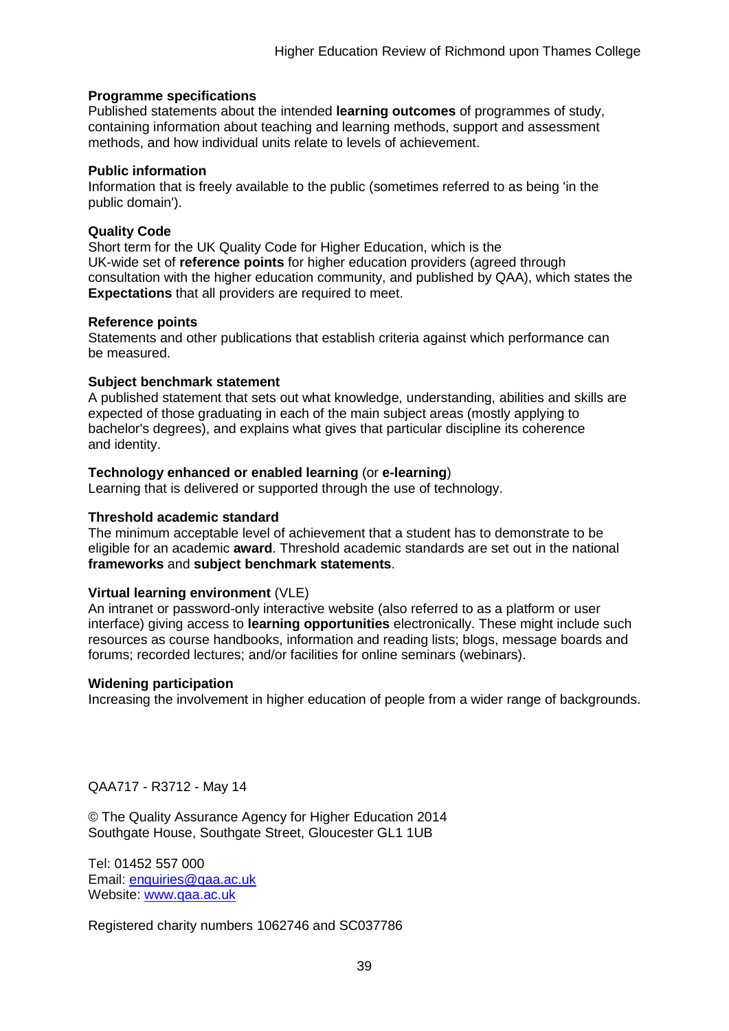**Programme specifications**
Published statements about the intended **learning outcomes** of programmes of study, containing information about teaching and learning methods, support and assessment methods, and how individual units relate to levels of achievement.

**Public information**
Information that is freely available to the public (sometimes referred to as being 'in the public domain').

**Quality Code**
Short term for the UK Quality Code for Higher Education, which is the UK-wide set of **reference points** for higher education providers (agreed through consultation with the higher education community, and published by QAA), which states the **Expectations** that all providers are required to meet.

**Reference points**
Statements and other publications that establish criteria against which performance can be measured.

**Subject benchmark statement**
A published statement that sets out what knowledge, understanding, abilities and skills are expected of those graduating in each of the main subject areas (mostly applying to bachelor's degrees), and explains what gives that particular discipline its coherence and identity.

**Technology enhanced or enabled learning** (or **e-learning**)
Learning that is delivered or supported through the use of technology.

**Threshold academic standard**
The minimum acceptable level of achievement that a student has to demonstrate to be eligible for an academic **award**. Threshold academic standards are set out in the national **frameworks** and **subject benchmark statements**.

**Virtual learning environment** (VLE)
An intranet or password-only interactive website (also referred to as a platform or user interface) giving access to **learning opportunities** electronically. These might include such resources as course handbooks, information and reading lists; blogs, message boards and forums; recorded lectures; and/or facilities for online seminars (webinars).

**Widening participation**
Increasing the involvement in higher education of people from a wider range of backgrounds.

QAA717 - R3712 - May 14

© The Quality Assurance Agency for Higher Education 2014
Southgate House, Southgate Street, Gloucester GL1 1UB

Tel: 01452 557 000
Email: enquiries@qaa.ac.uk
Website: www.qaa.ac.uk

Registered charity numbers 1062746 and SC037786